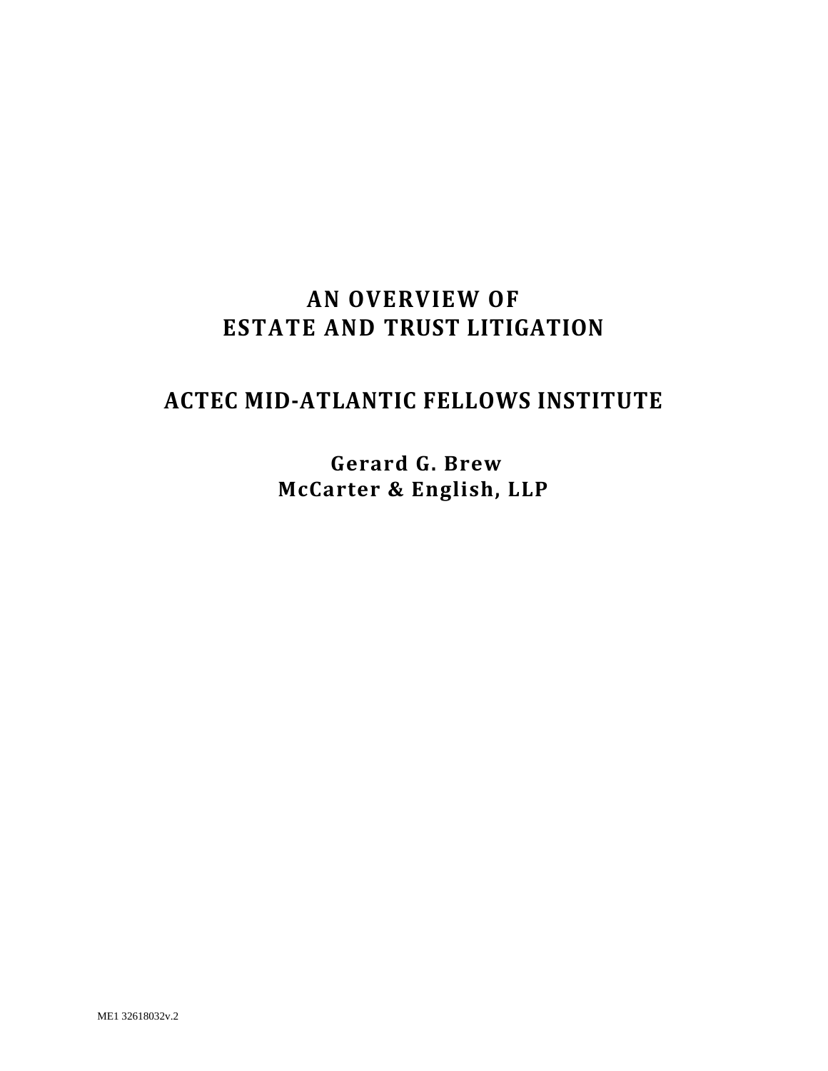# AN OVERVIEW OF ESTATE AND TRUST LITIGATION

## ACTEC MID-ATLANTIC FELLOWS INSTITUTE

**Gerard G. Brew**
**McCarter & English, LLP**

ME1 32618032v.2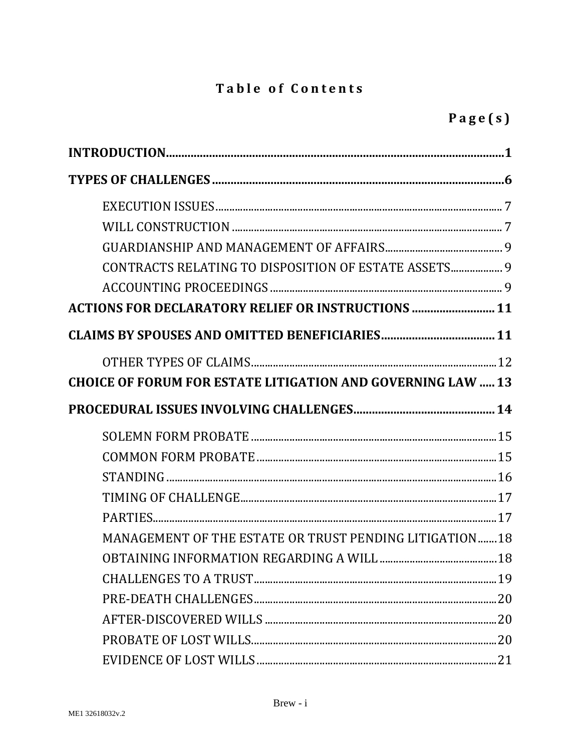# Table of Contents

| | Page(s) |
|---|---|
| **INTRODUCTION** | **1** |
| **TYPES OF CHALLENGES** | **6** |
| EXECUTION ISSUES | 7 |
| WILL CONSTRUCTION | 7 |
| GUARDIANSHIP AND MANAGEMENT OF AFFAIRS | 9 |
| CONTRACTS RELATING TO DISPOSITION OF ESTATE ASSETS | 9 |
| ACCOUNTING PROCEEDINGS | 9 |
| **ACTIONS FOR DECLARATORY RELIEF OR INSTRUCTIONS** | **11** |
| **CLAIMS BY SPOUSES AND OMITTED BENEFICIARIES** | **11** |
| OTHER TYPES OF CLAIMS | 12 |
| **CHOICE OF FORUM FOR ESTATE LITIGATION AND GOVERNING LAW** | **13** |
| **PROCEDURAL ISSUES INVOLVING CHALLENGES** | **14** |
| SOLEMN FORM PROBATE | 15 |
| COMMON FORM PROBATE | 15 |
| STANDING | 16 |
| TIMING OF CHALLENGE | 17 |
| PARTIES | 17 |
| MANAGEMENT OF THE ESTATE OR TRUST PENDING LITIGATION | 18 |
| OBTAINING INFORMATION REGARDING A WILL | 18 |
| CHALLENGES TO A TRUST | 19 |
| PRE-DEATH CHALLENGES | 20 |
| AFTER-DISCOVERED WILLS | 20 |
| PROBATE OF LOST WILLS | 20 |
| EVIDENCE OF LOST WILLS | 21 |

ME1 32618032v.2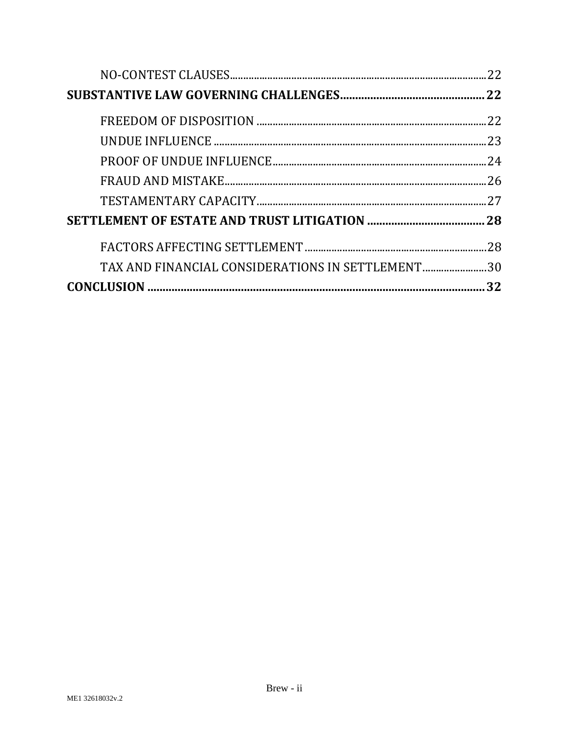- NO-CONTEST CLAUSES ........ 22

**SUBSTANTIVE LAW GOVERNING CHALLENGES ........ 22**

- FREEDOM OF DISPOSITION ........ 22
- UNDUE INFLUENCE ........ 23
- PROOF OF UNDUE INFLUENCE ........ 24
- FRAUD AND MISTAKE ........ 26
- TESTAMENTARY CAPACITY ........ 27

**SETTLEMENT OF ESTATE AND TRUST LITIGATION ........ 28**

- FACTORS AFFECTING SETTLEMENT ........ 28
- TAX AND FINANCIAL CONSIDERATIONS IN SETTLEMENT ........ 30

**CONCLUSION ........ 32**

ME1 32618032v.2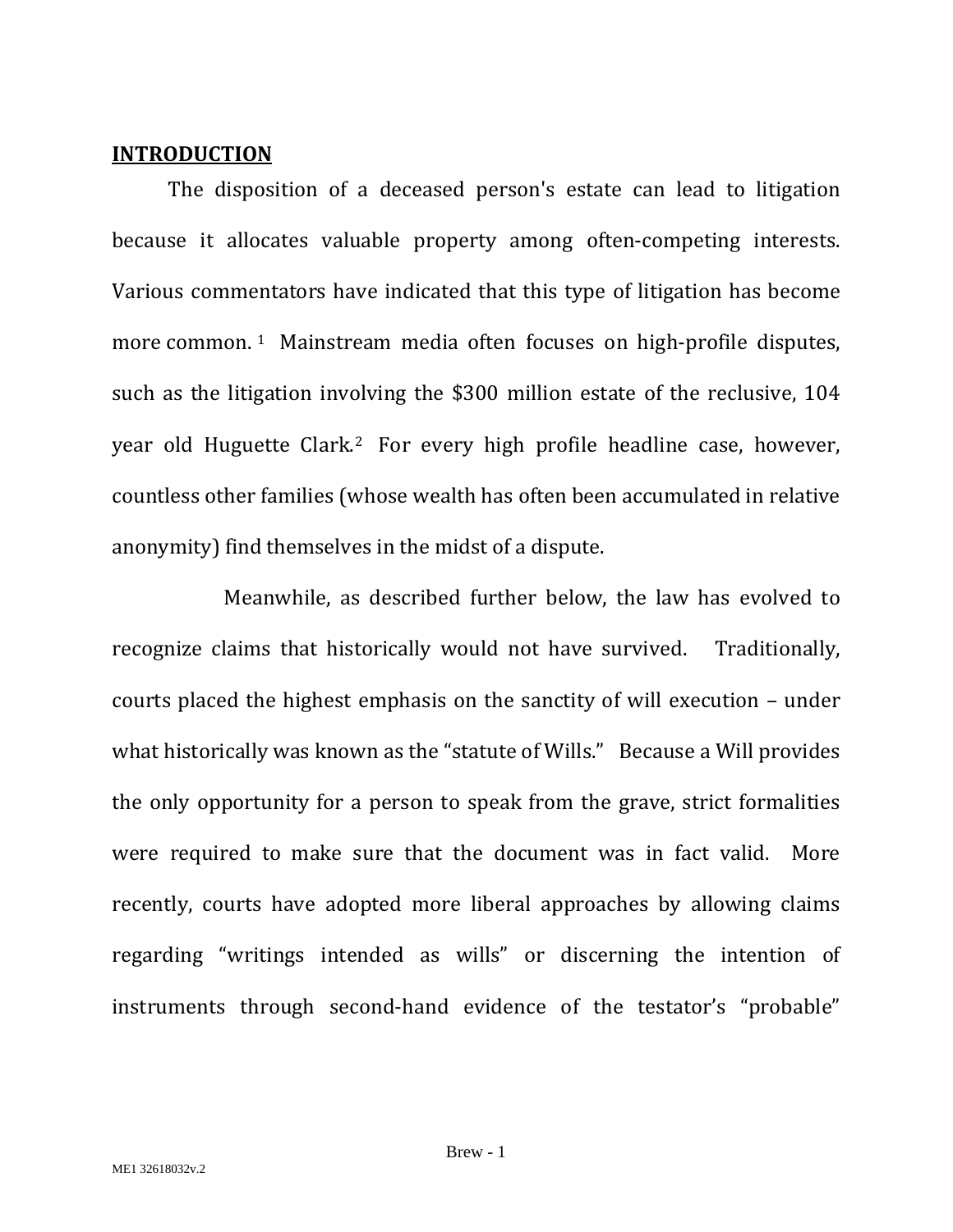## INTRODUCTION

The disposition of a deceased person's estate can lead to litigation because it allocates valuable property among often-competing interests. Various commentators have indicated that this type of litigation has become more common.[1] Mainstream media often focuses on high-profile disputes, such as the litigation involving the $300 million estate of the reclusive, 104 year old Huguette Clark.[2] For every high profile headline case, however, countless other families (whose wealth has often been accumulated in relative anonymity) find themselves in the midst of a dispute.

Meanwhile, as described further below, the law has evolved to recognize claims that historically would not have survived. Traditionally, courts placed the highest emphasis on the sanctity of will execution – under what historically was known as the "statute of Wills." Because a Will provides the only opportunity for a person to speak from the grave, strict formalities were required to make sure that the document was in fact valid. More recently, courts have adopted more liberal approaches by allowing claims regarding "writings intended as wills" or discerning the intention of instruments through second-hand evidence of the testator's "probable"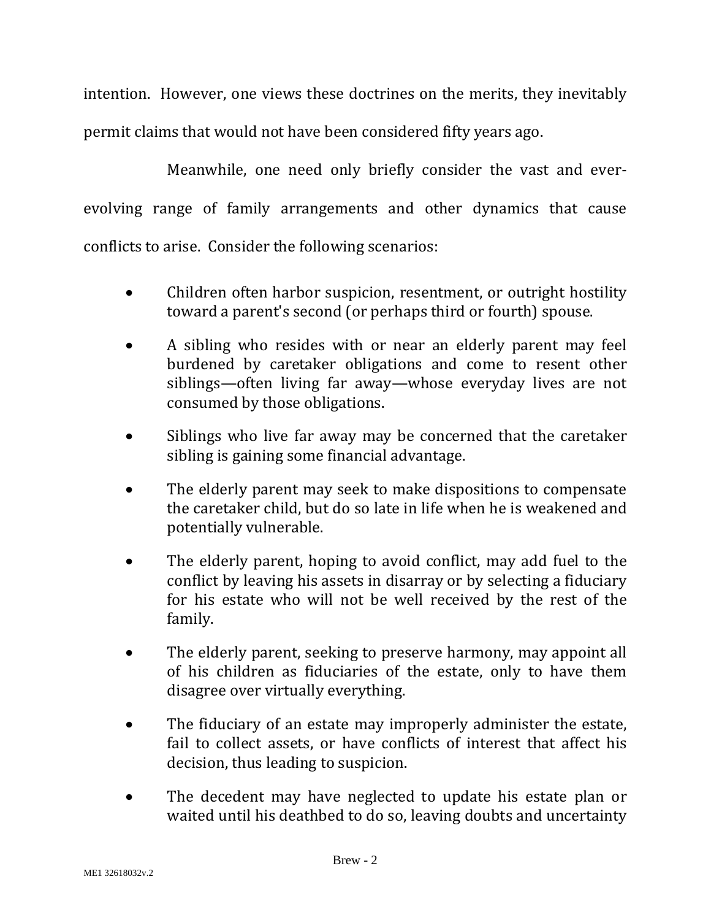intention. However, one views these doctrines on the merits, they inevitably permit claims that would not have been considered fifty years ago.

Meanwhile, one need only briefly consider the vast and ever-evolving range of family arrangements and other dynamics that cause conflicts to arise. Consider the following scenarios:

- Children often harbor suspicion, resentment, or outright hostility toward a parent's second (or perhaps third or fourth) spouse.
- A sibling who resides with or near an elderly parent may feel burdened by caretaker obligations and come to resent other siblings—often living far away—whose everyday lives are not consumed by those obligations.
- Siblings who live far away may be concerned that the caretaker sibling is gaining some financial advantage.
- The elderly parent may seek to make dispositions to compensate the caretaker child, but do so late in life when he is weakened and potentially vulnerable.
- The elderly parent, hoping to avoid conflict, may add fuel to the conflict by leaving his assets in disarray or by selecting a fiduciary for his estate who will not be well received by the rest of the family.
- The elderly parent, seeking to preserve harmony, may appoint all of his children as fiduciaries of the estate, only to have them disagree over virtually everything.
- The fiduciary of an estate may improperly administer the estate, fail to collect assets, or have conflicts of interest that affect his decision, thus leading to suspicion.
- The decedent may have neglected to update his estate plan or waited until his deathbed to do so, leaving doubts and uncertainty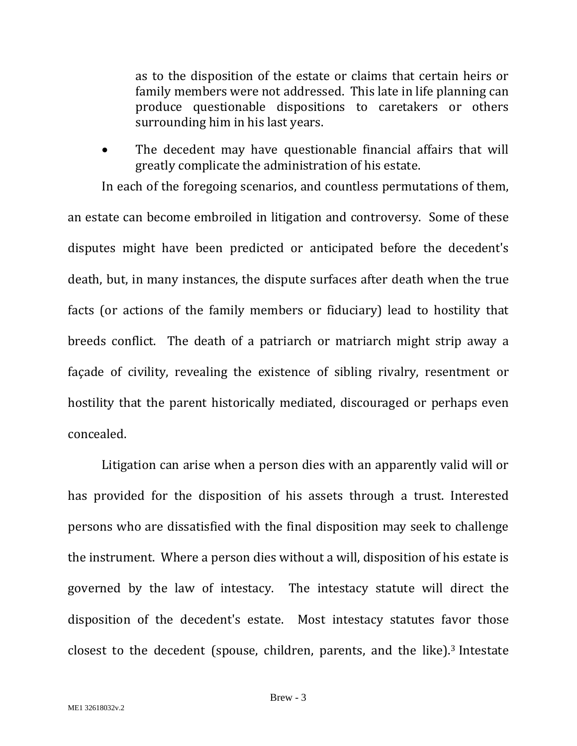as to the disposition of the estate or claims that certain heirs or family members were not addressed. This late in life planning can produce questionable dispositions to caretakers or others surrounding him in his last years.

- The decedent may have questionable financial affairs that will greatly complicate the administration of his estate.

In each of the foregoing scenarios, and countless permutations of them, an estate can become embroiled in litigation and controversy. Some of these disputes might have been predicted or anticipated before the decedent's death, but, in many instances, the dispute surfaces after death when the true facts (or actions of the family members or fiduciary) lead to hostility that breeds conflict. The death of a patriarch or matriarch might strip away a façade of civility, revealing the existence of sibling rivalry, resentment or hostility that the parent historically mediated, discouraged or perhaps even concealed.

Litigation can arise when a person dies with an apparently valid will or has provided for the disposition of his assets through a trust. Interested persons who are dissatisfied with the final disposition may seek to challenge the instrument. Where a person dies without a will, disposition of his estate is governed by the law of intestacy. The intestacy statute will direct the disposition of the decedent's estate. Most intestacy statutes favor those closest to the decedent (spouse, children, parents, and the like).[3] Intestate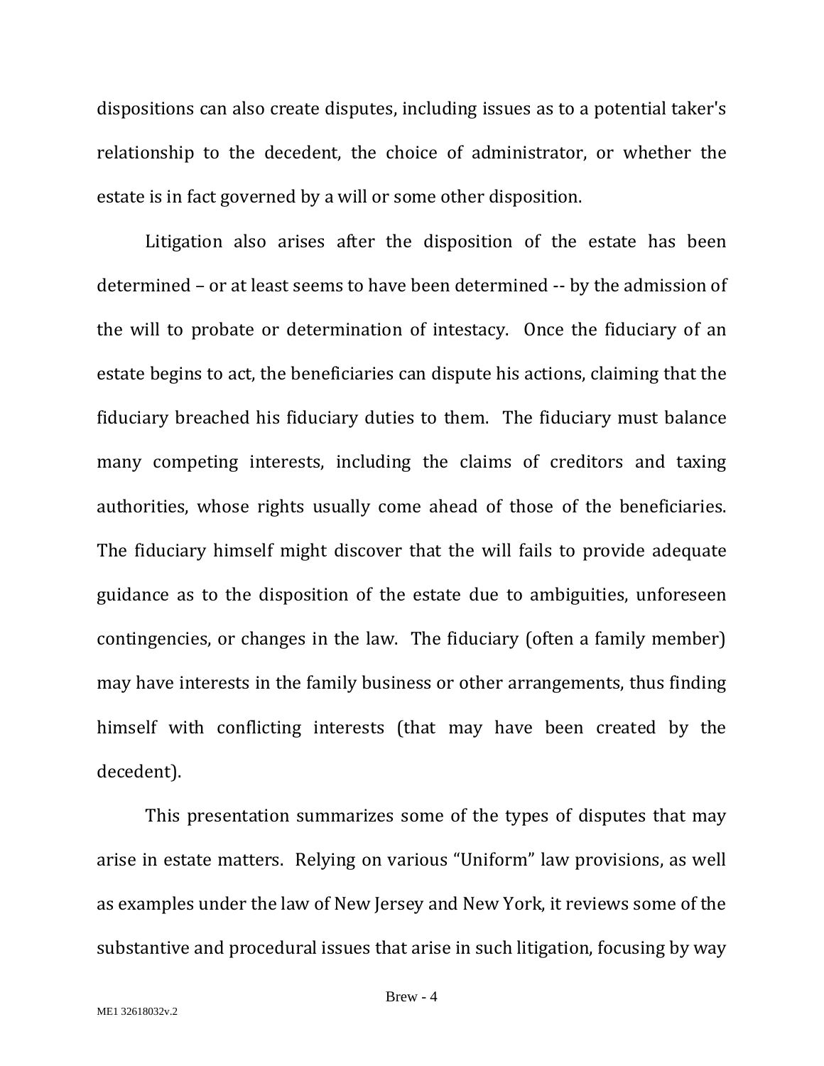dispositions can also create disputes, including issues as to a potential taker's relationship to the decedent, the choice of administrator, or whether the estate is in fact governed by a will or some other disposition.

Litigation also arises after the disposition of the estate has been determined – or at least seems to have been determined -- by the admission of the will to probate or determination of intestacy. Once the fiduciary of an estate begins to act, the beneficiaries can dispute his actions, claiming that the fiduciary breached his fiduciary duties to them. The fiduciary must balance many competing interests, including the claims of creditors and taxing authorities, whose rights usually come ahead of those of the beneficiaries. The fiduciary himself might discover that the will fails to provide adequate guidance as to the disposition of the estate due to ambiguities, unforeseen contingencies, or changes in the law. The fiduciary (often a family member) may have interests in the family business or other arrangements, thus finding himself with conflicting interests (that may have been created by the decedent).

This presentation summarizes some of the types of disputes that may arise in estate matters. Relying on various "Uniform" law provisions, as well as examples under the law of New Jersey and New York, it reviews some of the substantive and procedural issues that arise in such litigation, focusing by way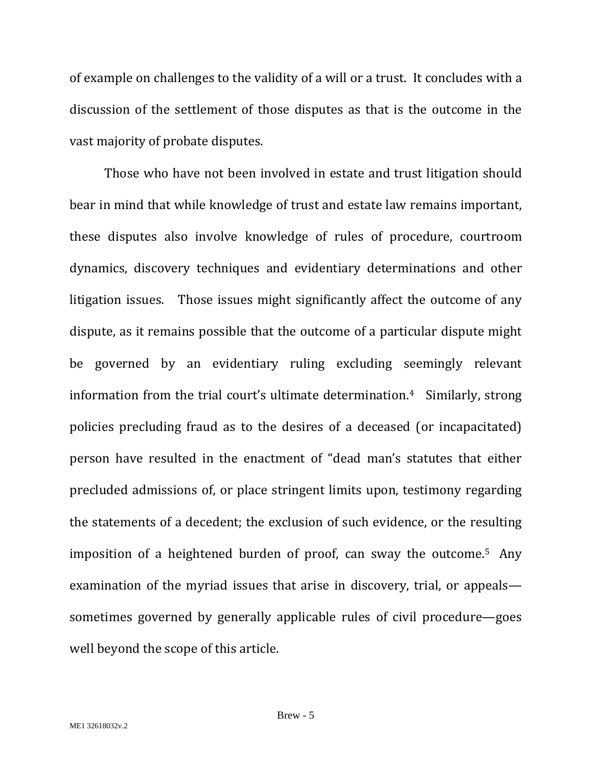of example on challenges to the validity of a will or a trust. It concludes with a discussion of the settlement of those disputes as that is the outcome in the vast majority of probate disputes.

Those who have not been involved in estate and trust litigation should bear in mind that while knowledge of trust and estate law remains important, these disputes also involve knowledge of rules of procedure, courtroom dynamics, discovery techniques and evidentiary determinations and other litigation issues. Those issues might significantly affect the outcome of any dispute, as it remains possible that the outcome of a particular dispute might be governed by an evidentiary ruling excluding seemingly relevant information from the trial court's ultimate determination.[4] Similarly, strong policies precluding fraud as to the desires of a deceased (or incapacitated) person have resulted in the enactment of "dead man's statutes that either precluded admissions of, or place stringent limits upon, testimony regarding the statements of a decedent; the exclusion of such evidence, or the resulting imposition of a heightened burden of proof, can sway the outcome.[5] Any examination of the myriad issues that arise in discovery, trial, or appeals—sometimes governed by generally applicable rules of civil procedure—goes well beyond the scope of this article.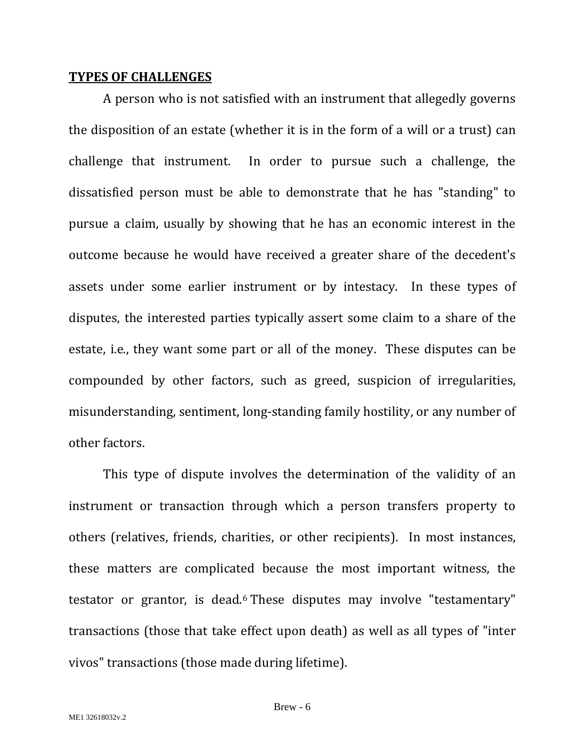**TYPES OF CHALLENGES**

A person who is not satisfied with an instrument that allegedly governs the disposition of an estate (whether it is in the form of a will or a trust) can challenge that instrument. In order to pursue such a challenge, the dissatisfied person must be able to demonstrate that he has "standing" to pursue a claim, usually by showing that he has an economic interest in the outcome because he would have received a greater share of the decedent's assets under some earlier instrument or by intestacy. In these types of disputes, the interested parties typically assert some claim to a share of the estate, i.e., they want some part or all of the money. These disputes can be compounded by other factors, such as greed, suspicion of irregularities, misunderstanding, sentiment, long-standing family hostility, or any number of other factors.

This type of dispute involves the determination of the validity of an instrument or transaction through which a person transfers property to others (relatives, friends, charities, or other recipients). In most instances, these matters are complicated because the most important witness, the testator or grantor, is dead.[6] These disputes may involve "testamentary" transactions (those that take effect upon death) as well as all types of "inter vivos" transactions (those made during lifetime).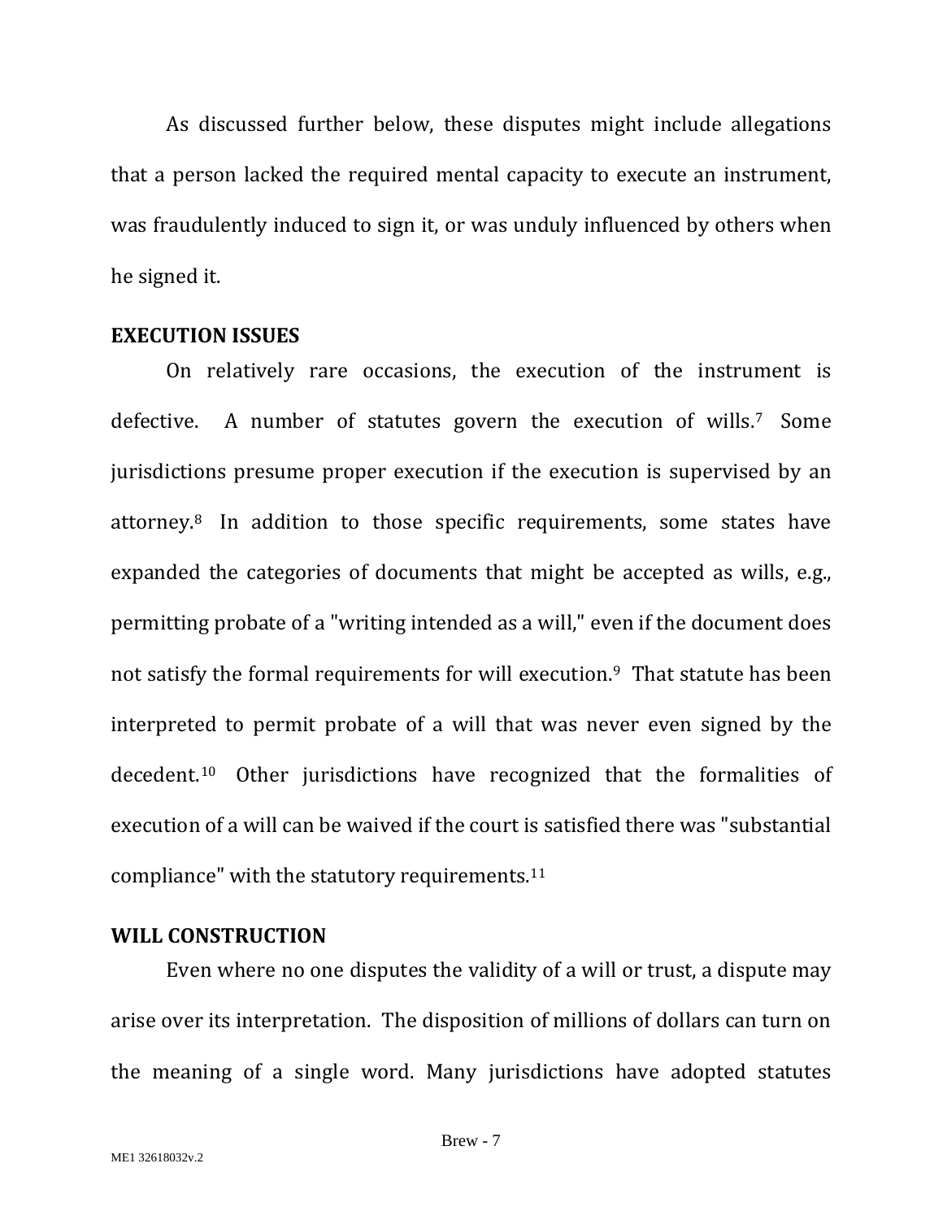As discussed further below, these disputes might include allegations that a person lacked the required mental capacity to execute an instrument, was fraudulently induced to sign it, or was unduly influenced by others when he signed it.

**EXECUTION ISSUES**

On relatively rare occasions, the execution of the instrument is defective. A number of statutes govern the execution of wills.[7] Some jurisdictions presume proper execution if the execution is supervised by an attorney.[8] In addition to those specific requirements, some states have expanded the categories of documents that might be accepted as wills, e.g., permitting probate of a "writing intended as a will," even if the document does not satisfy the formal requirements for will execution.[9] That statute has been interpreted to permit probate of a will that was never even signed by the decedent.[10] Other jurisdictions have recognized that the formalities of execution of a will can be waived if the court is satisfied there was "substantial compliance" with the statutory requirements.[11]

**WILL CONSTRUCTION**

Even where no one disputes the validity of a will or trust, a dispute may arise over its interpretation. The disposition of millions of dollars can turn on the meaning of a single word. Many jurisdictions have adopted statutes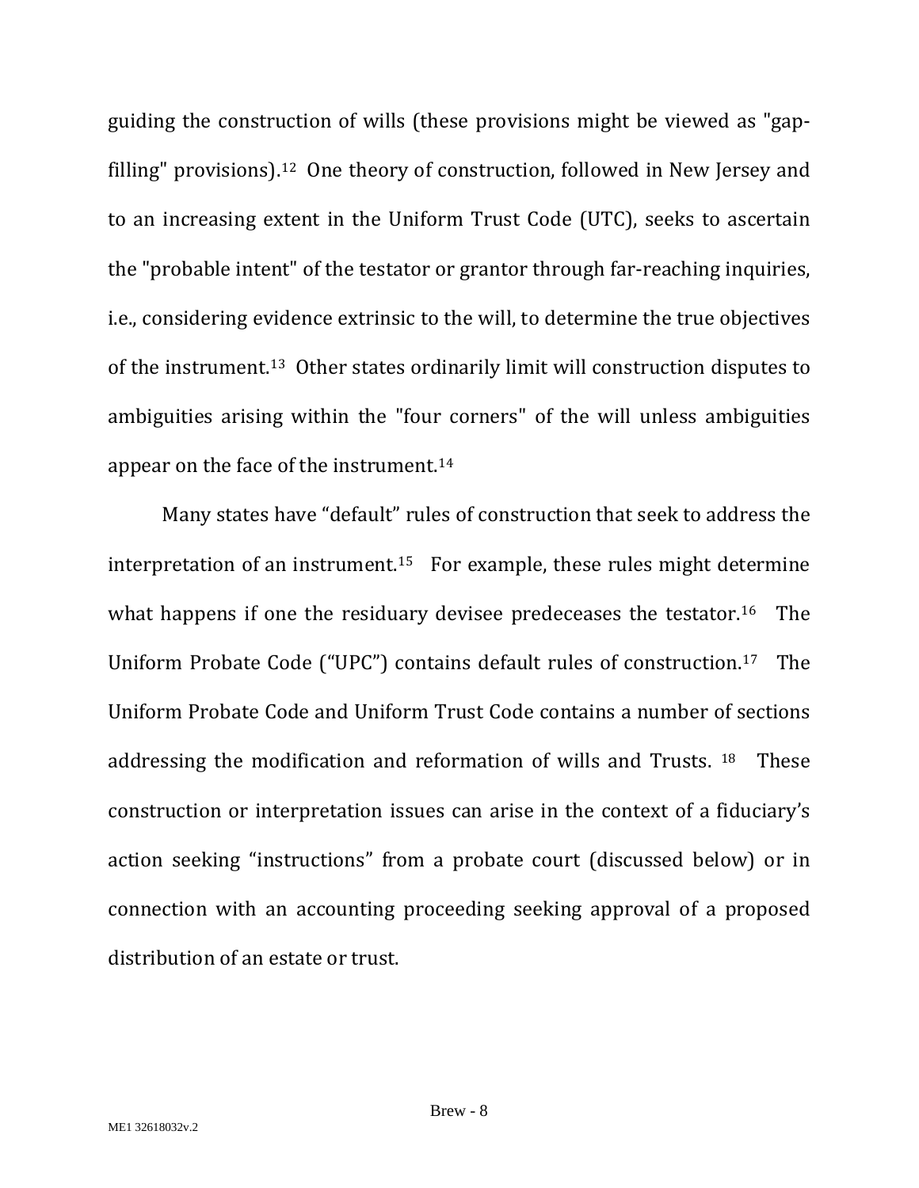guiding the construction of wills (these provisions might be viewed as "gap-filling" provisions).[12] One theory of construction, followed in New Jersey and to an increasing extent in the Uniform Trust Code (UTC), seeks to ascertain the "probable intent" of the testator or grantor through far-reaching inquiries, i.e., considering evidence extrinsic to the will, to determine the true objectives of the instrument.[13] Other states ordinarily limit will construction disputes to ambiguities arising within the "four corners" of the will unless ambiguities appear on the face of the instrument.[14]

Many states have “default” rules of construction that seek to address the interpretation of an instrument.[15] For example, these rules might determine what happens if one the residuary devisee predeceases the testator.[16] The Uniform Probate Code (“UPC”) contains default rules of construction.[17] The Uniform Probate Code and Uniform Trust Code contains a number of sections addressing the modification and reformation of wills and Trusts.[18] These construction or interpretation issues can arise in the context of a fiduciary’s action seeking “instructions” from a probate court (discussed below) or in connection with an accounting proceeding seeking approval of a proposed distribution of an estate or trust.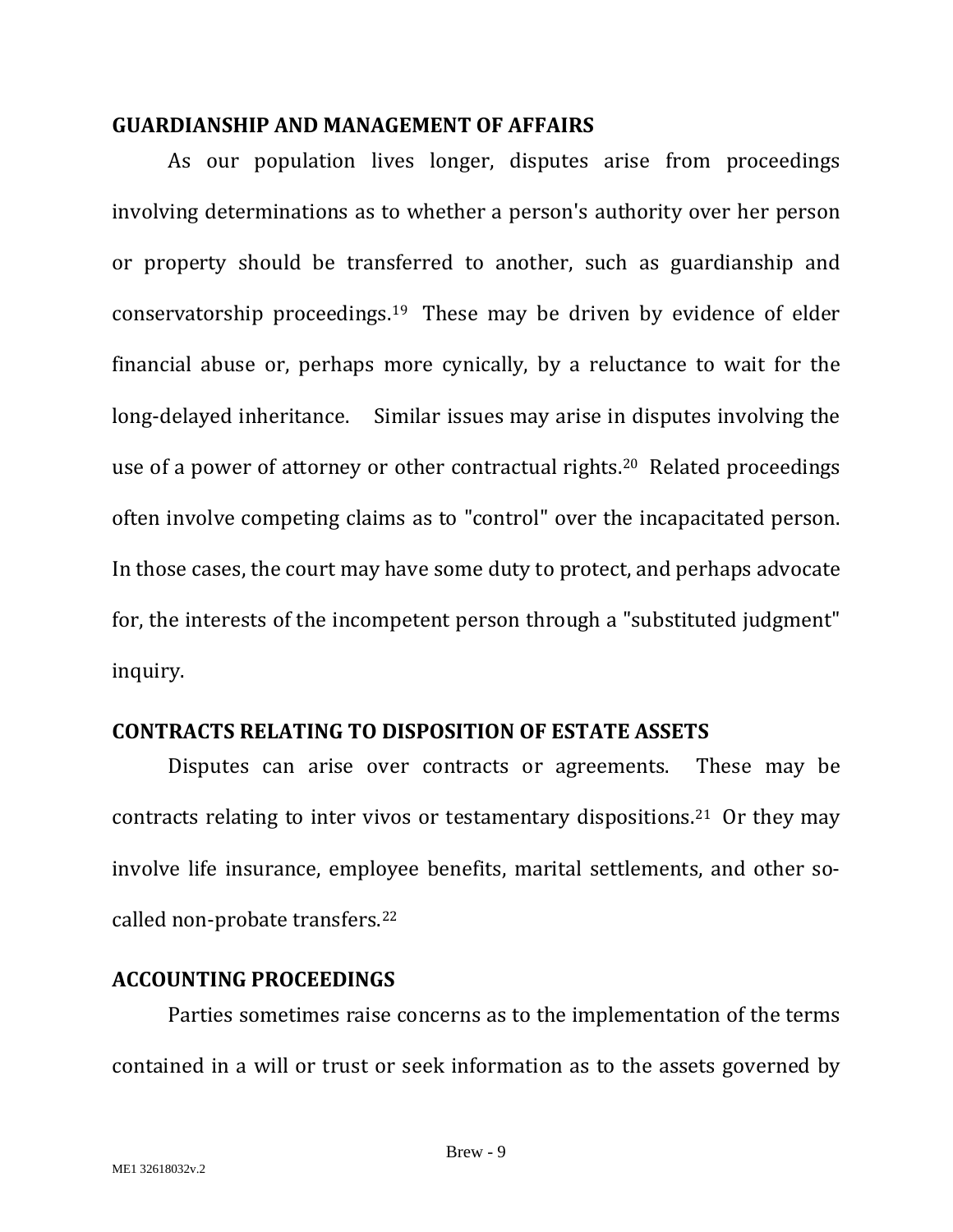## GUARDIANSHIP AND MANAGEMENT OF AFFAIRS

As our population lives longer, disputes arise from proceedings involving determinations as to whether a person's authority over her person or property should be transferred to another, such as guardianship and conservatorship proceedings.[19] These may be driven by evidence of elder financial abuse or, perhaps more cynically, by a reluctance to wait for the long-delayed inheritance. Similar issues may arise in disputes involving the use of a power of attorney or other contractual rights.[20] Related proceedings often involve competing claims as to "control" over the incapacitated person. In those cases, the court may have some duty to protect, and perhaps advocate for, the interests of the incompetent person through a "substituted judgment" inquiry.

## CONTRACTS RELATING TO DISPOSITION OF ESTATE ASSETS

Disputes can arise over contracts or agreements. These may be contracts relating to inter vivos or testamentary dispositions.[21] Or they may involve life insurance, employee benefits, marital settlements, and other so-called non-probate transfers.[22]

## ACCOUNTING PROCEEDINGS

Parties sometimes raise concerns as to the implementation of the terms contained in a will or trust or seek information as to the assets governed by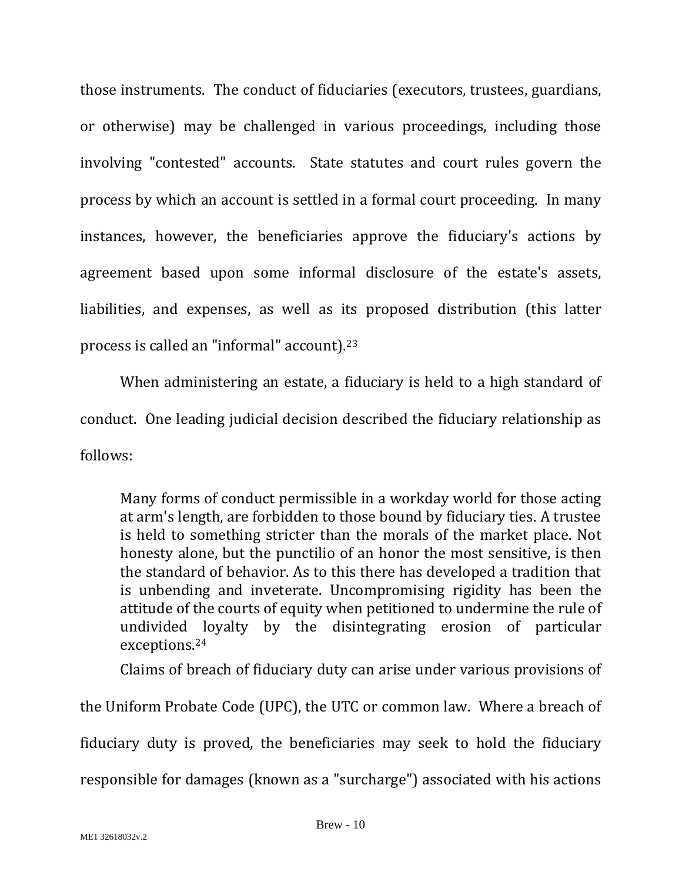those instruments. The conduct of fiduciaries (executors, trustees, guardians, or otherwise) may be challenged in various proceedings, including those involving "contested" accounts. State statutes and court rules govern the process by which an account is settled in a formal court proceeding. In many instances, however, the beneficiaries approve the fiduciary's actions by agreement based upon some informal disclosure of the estate's assets, liabilities, and expenses, as well as its proposed distribution (this latter process is called an "informal" account).[23]

When administering an estate, a fiduciary is held to a high standard of conduct. One leading judicial decision described the fiduciary relationship as follows:

> Many forms of conduct permissible in a workday world for those acting at arm's length, are forbidden to those bound by fiduciary ties. A trustee is held to something stricter than the morals of the market place. Not honesty alone, but the punctilio of an honor the most sensitive, is then the standard of behavior. As to this there has developed a tradition that is unbending and inveterate. Uncompromising rigidity has been the attitude of the courts of equity when petitioned to undermine the rule of undivided loyalty by the disintegrating erosion of particular exceptions.[24]

Claims of breach of fiduciary duty can arise under various provisions of the Uniform Probate Code (UPC), the UTC or common law. Where a breach of fiduciary duty is proved, the beneficiaries may seek to hold the fiduciary responsible for damages (known as a "surcharge") associated with his actions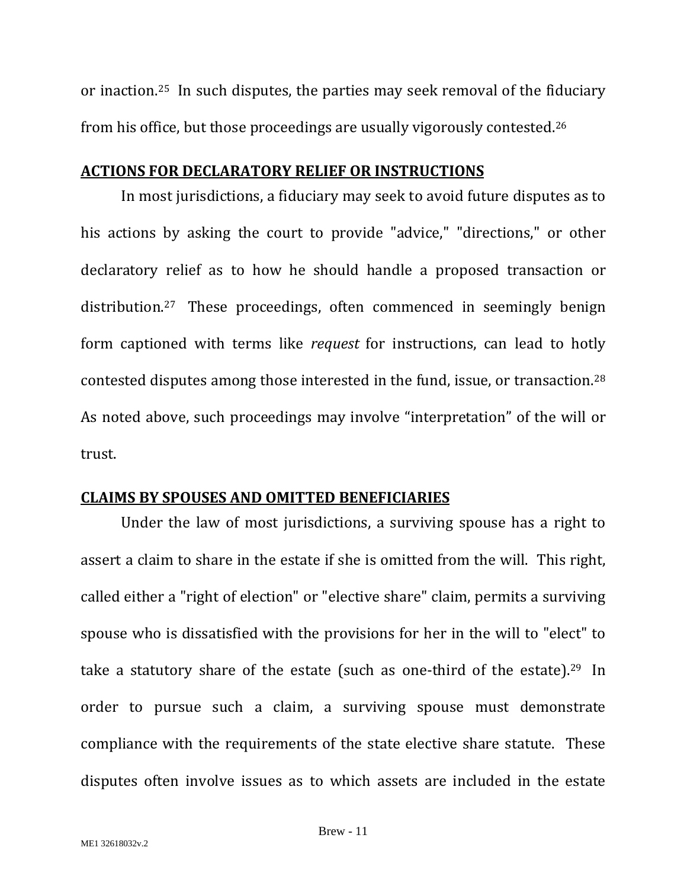or inaction.[25] In such disputes, the parties may seek removal of the fiduciary from his office, but those proceedings are usually vigorously contested.[26]

## ACTIONS FOR DECLARATORY RELIEF OR INSTRUCTIONS

In most jurisdictions, a fiduciary may seek to avoid future disputes as to his actions by asking the court to provide "advice," "directions," or other declaratory relief as to how he should handle a proposed transaction or distribution.[27] These proceedings, often commenced in seemingly benign form captioned with terms like *request* for instructions, can lead to hotly contested disputes among those interested in the fund, issue, or transaction.[28] As noted above, such proceedings may involve "interpretation" of the will or trust.

## CLAIMS BY SPOUSES AND OMITTED BENEFICIARIES

Under the law of most jurisdictions, a surviving spouse has a right to assert a claim to share in the estate if she is omitted from the will. This right, called either a "right of election" or "elective share" claim, permits a surviving spouse who is dissatisfied with the provisions for her in the will to "elect" to take a statutory share of the estate (such as one-third of the estate).[29] In order to pursue such a claim, a surviving spouse must demonstrate compliance with the requirements of the state elective share statute. These disputes often involve issues as to which assets are included in the estate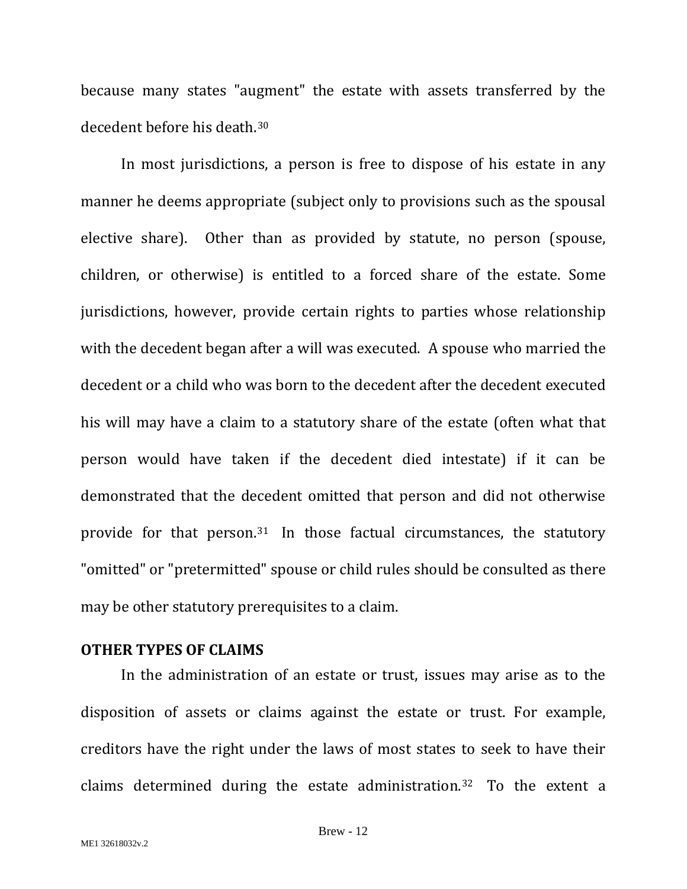because many states "augment" the estate with assets transferred by the decedent before his death.[30]

In most jurisdictions, a person is free to dispose of his estate in any manner he deems appropriate (subject only to provisions such as the spousal elective share). Other than as provided by statute, no person (spouse, children, or otherwise) is entitled to a forced share of the estate. Some jurisdictions, however, provide certain rights to parties whose relationship with the decedent began after a will was executed. A spouse who married the decedent or a child who was born to the decedent after the decedent executed his will may have a claim to a statutory share of the estate (often what that person would have taken if the decedent died intestate) if it can be demonstrated that the decedent omitted that person and did not otherwise provide for that person.[31] In those factual circumstances, the statutory "omitted" or "pretermitted" spouse or child rules should be consulted as there may be other statutory prerequisites to a claim.

**OTHER TYPES OF CLAIMS**

In the administration of an estate or trust, issues may arise as to the disposition of assets or claims against the estate or trust. For example, creditors have the right under the laws of most states to seek to have their claims determined during the estate administration.[32] To the extent a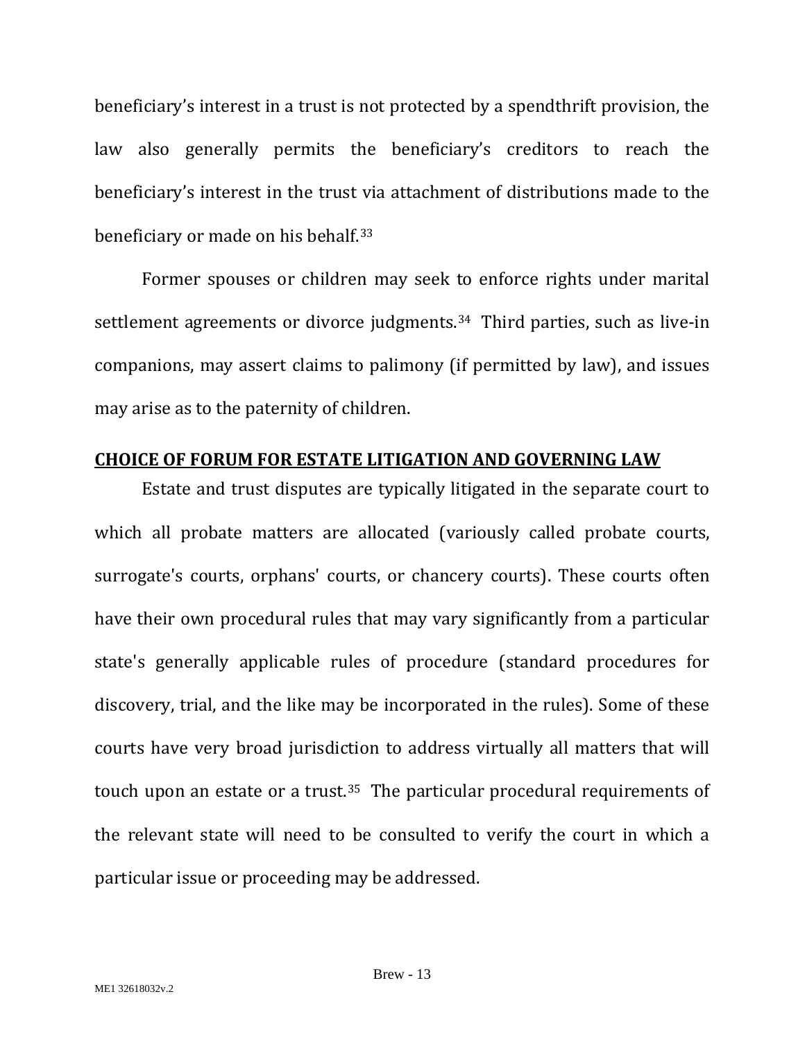beneficiary's interest in a trust is not protected by a spendthrift provision, the law also generally permits the beneficiary's creditors to reach the beneficiary's interest in the trust via attachment of distributions made to the beneficiary or made on his behalf.[33]

Former spouses or children may seek to enforce rights under marital settlement agreements or divorce judgments.[34] Third parties, such as live-in companions, may assert claims to palimony (if permitted by law), and issues may arise as to the paternity of children.

**CHOICE OF FORUM FOR ESTATE LITIGATION AND GOVERNING LAW**

Estate and trust disputes are typically litigated in the separate court to which all probate matters are allocated (variously called probate courts, surrogate's courts, orphans' courts, or chancery courts). These courts often have their own procedural rules that may vary significantly from a particular state's generally applicable rules of procedure (standard procedures for discovery, trial, and the like may be incorporated in the rules). Some of these courts have very broad jurisdiction to address virtually all matters that will touch upon an estate or a trust.[35] The particular procedural requirements of the relevant state will need to be consulted to verify the court in which a particular issue or proceeding may be addressed.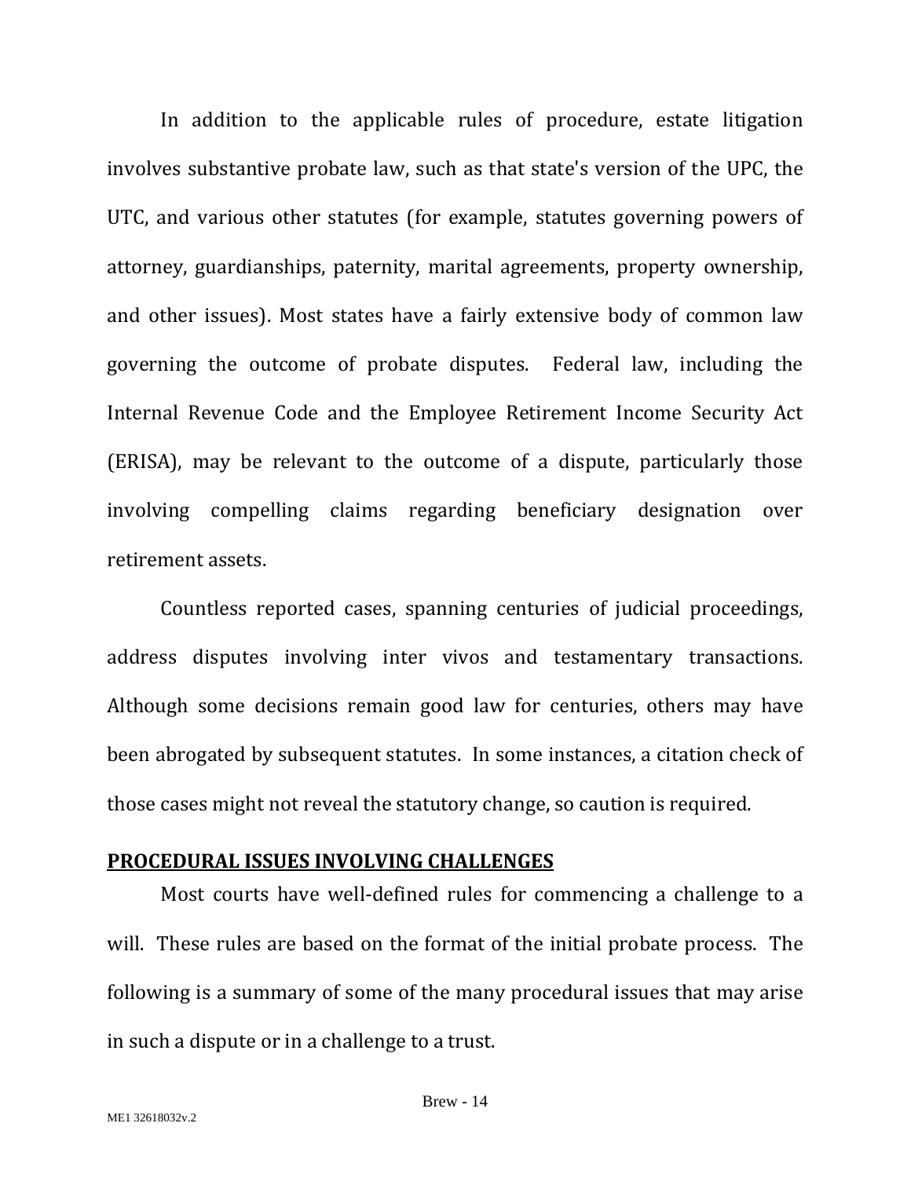In addition to the applicable rules of procedure, estate litigation involves substantive probate law, such as that state's version of the UPC, the UTC, and various other statutes (for example, statutes governing powers of attorney, guardianships, paternity, marital agreements, property ownership, and other issues). Most states have a fairly extensive body of common law governing the outcome of probate disputes. Federal law, including the Internal Revenue Code and the Employee Retirement Income Security Act (ERISA), may be relevant to the outcome of a dispute, particularly those involving compelling claims regarding beneficiary designation over retirement assets.

Countless reported cases, spanning centuries of judicial proceedings, address disputes involving inter vivos and testamentary transactions. Although some decisions remain good law for centuries, others may have been abrogated by subsequent statutes. In some instances, a citation check of those cases might not reveal the statutory change, so caution is required.

## PROCEDURAL ISSUES INVOLVING CHALLENGES

Most courts have well-defined rules for commencing a challenge to a will. These rules are based on the format of the initial probate process. The following is a summary of some of the many procedural issues that may arise in such a dispute or in a challenge to a trust.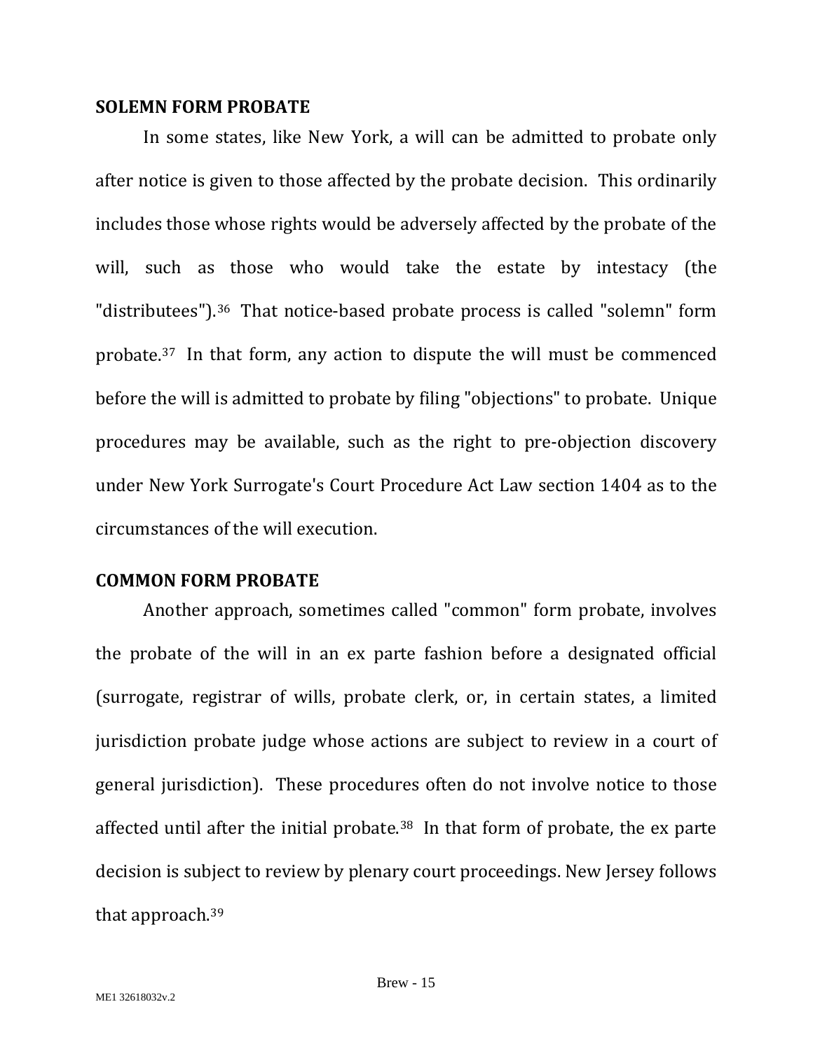## SOLEMN FORM PROBATE

In some states, like New York, a will can be admitted to probate only after notice is given to those affected by the probate decision. This ordinarily includes those whose rights would be adversely affected by the probate of the will, such as those who would take the estate by intestacy (the "distributees").[36] That notice-based probate process is called "solemn" form probate.[37] In that form, any action to dispute the will must be commenced before the will is admitted to probate by filing "objections" to probate. Unique procedures may be available, such as the right to pre-objection discovery under New York Surrogate's Court Procedure Act Law section 1404 as to the circumstances of the will execution.

## COMMON FORM PROBATE

Another approach, sometimes called "common" form probate, involves the probate of the will in an ex parte fashion before a designated official (surrogate, registrar of wills, probate clerk, or, in certain states, a limited jurisdiction probate judge whose actions are subject to review in a court of general jurisdiction). These procedures often do not involve notice to those affected until after the initial probate.[38] In that form of probate, the ex parte decision is subject to review by plenary court proceedings. New Jersey follows that approach.[39]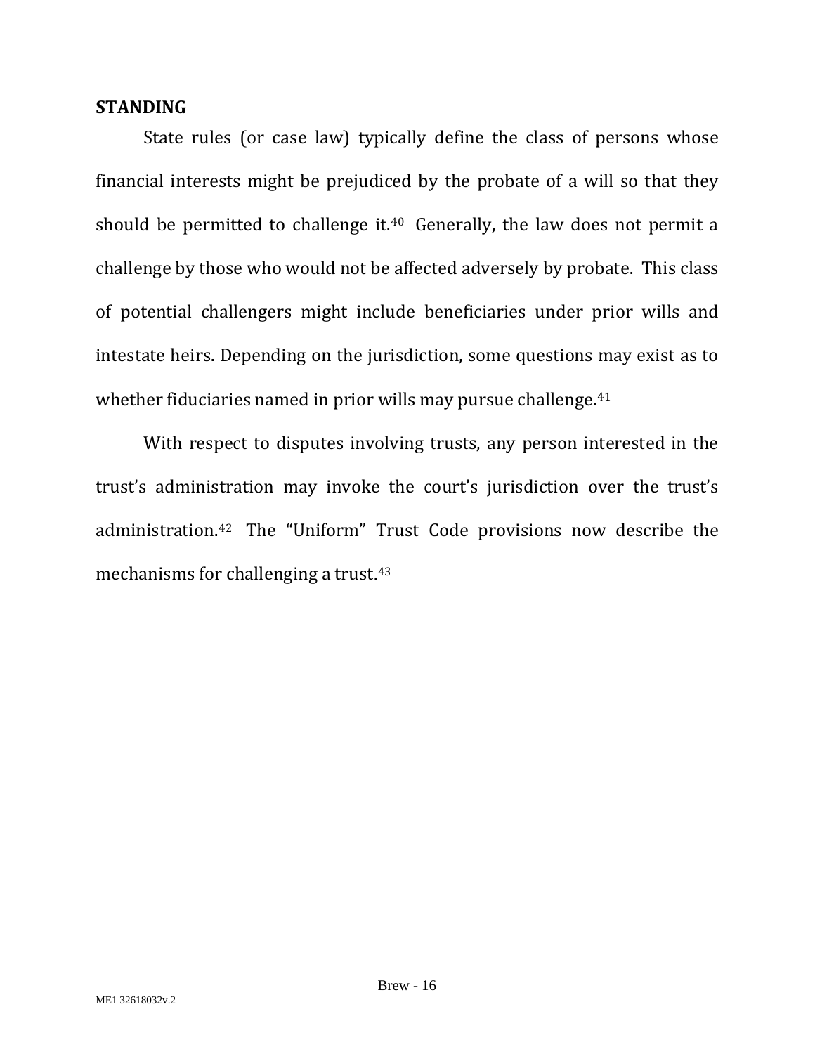## STANDING

State rules (or case law) typically define the class of persons whose financial interests might be prejudiced by the probate of a will so that they should be permitted to challenge it.[40] Generally, the law does not permit a challenge by those who would not be affected adversely by probate. This class of potential challengers might include beneficiaries under prior wills and intestate heirs. Depending on the jurisdiction, some questions may exist as to whether fiduciaries named in prior wills may pursue challenge.[41]

With respect to disputes involving trusts, any person interested in the trust's administration may invoke the court's jurisdiction over the trust's administration.[42] The "Uniform" Trust Code provisions now describe the mechanisms for challenging a trust.[43]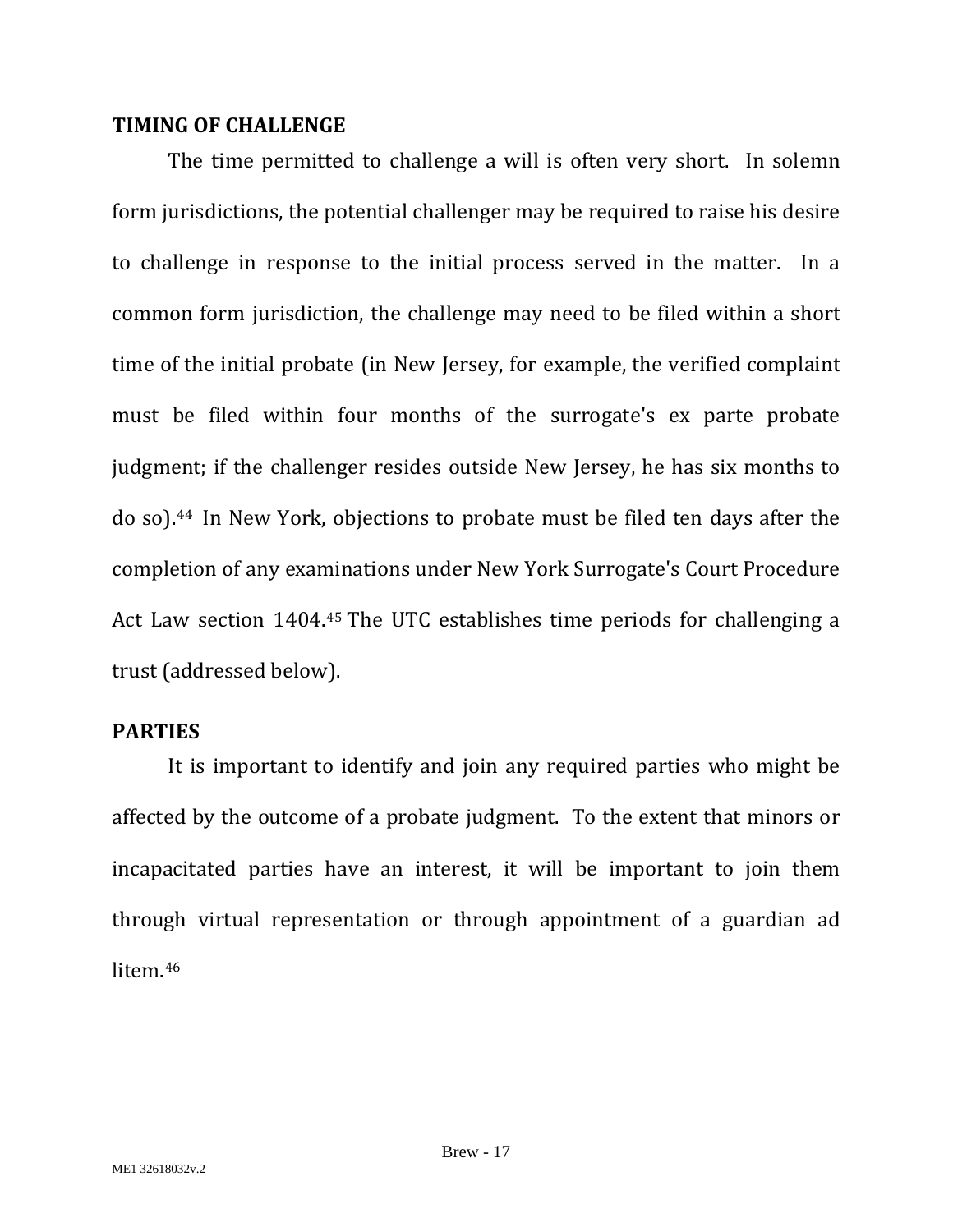## TIMING OF CHALLENGE

The time permitted to challenge a will is often very short. In solemn form jurisdictions, the potential challenger may be required to raise his desire to challenge in response to the initial process served in the matter. In a common form jurisdiction, the challenge may need to be filed within a short time of the initial probate (in New Jersey, for example, the verified complaint must be filed within four months of the surrogate's ex parte probate judgment; if the challenger resides outside New Jersey, he has six months to do so).[44] In New York, objections to probate must be filed ten days after the completion of any examinations under New York Surrogate's Court Procedure Act Law section 1404.[45] The UTC establishes time periods for challenging a trust (addressed below).

## PARTIES

It is important to identify and join any required parties who might be affected by the outcome of a probate judgment. To the extent that minors or incapacitated parties have an interest, it will be important to join them through virtual representation or through appointment of a guardian ad litem.[46]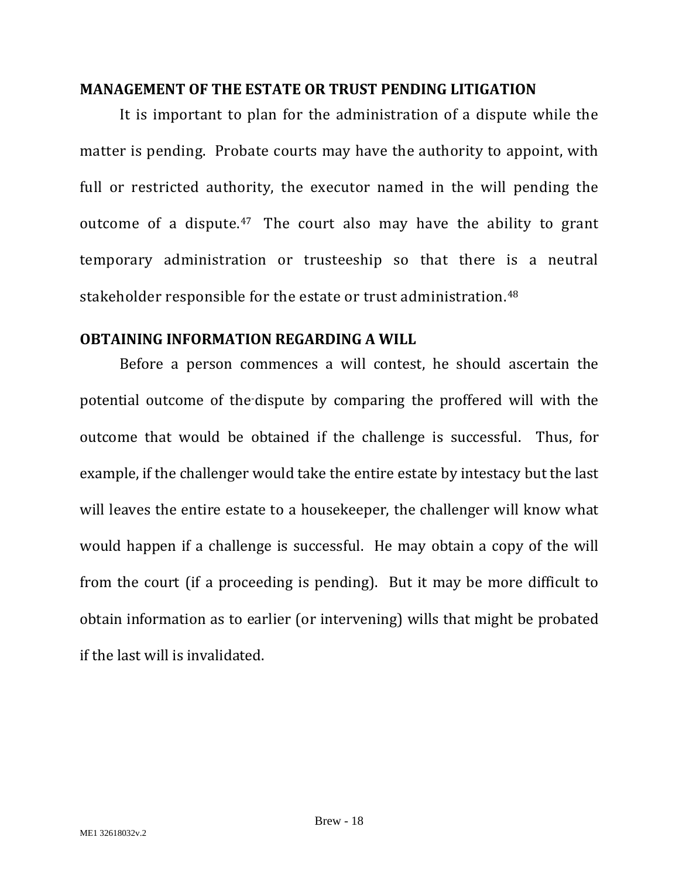**MANAGEMENT OF THE ESTATE OR TRUST PENDING LITIGATION**

It is important to plan for the administration of a dispute while the matter is pending. Probate courts may have the authority to appoint, with full or restricted authority, the executor named in the will pending the outcome of a dispute.[47] The court also may have the ability to grant temporary administration or trusteeship so that there is a neutral stakeholder responsible for the estate or trust administration.[48]

**OBTAINING INFORMATION REGARDING A WILL**

Before a person commences a will contest, he should ascertain the potential outcome of the dispute by comparing the proffered will with the outcome that would be obtained if the challenge is successful. Thus, for example, if the challenger would take the entire estate by intestacy but the last will leaves the entire estate to a housekeeper, the challenger will know what would happen if a challenge is successful. He may obtain a copy of the will from the court (if a proceeding is pending). But it may be more difficult to obtain information as to earlier (or intervening) wills that might be probated if the last will is invalidated.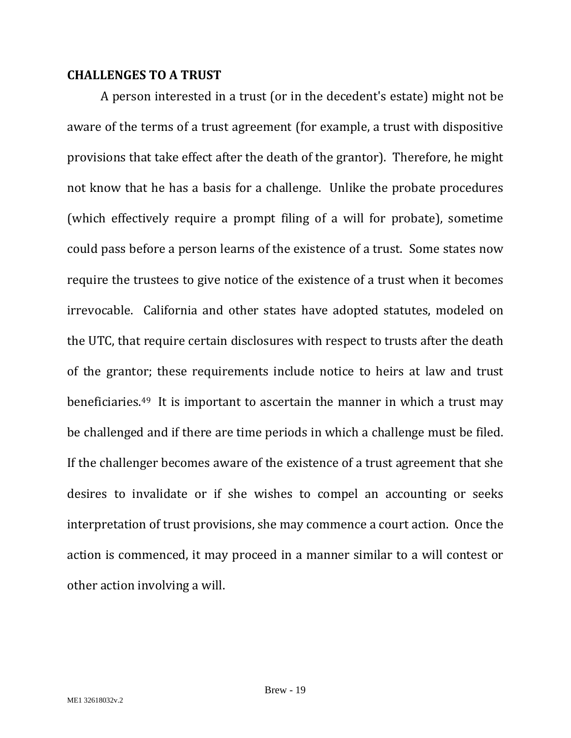**CHALLENGES TO A TRUST**

A person interested in a trust (or in the decedent's estate) might not be aware of the terms of a trust agreement (for example, a trust with dispositive provisions that take effect after the death of the grantor). Therefore, he might not know that he has a basis for a challenge. Unlike the probate procedures (which effectively require a prompt filing of a will for probate), sometime could pass before a person learns of the existence of a trust. Some states now require the trustees to give notice of the existence of a trust when it becomes irrevocable. California and other states have adopted statutes, modeled on the UTC, that require certain disclosures with respect to trusts after the death of the grantor; these requirements include notice to heirs at law and trust beneficiaries.[49] It is important to ascertain the manner in which a trust may be challenged and if there are time periods in which a challenge must be filed. If the challenger becomes aware of the existence of a trust agreement that she desires to invalidate or if she wishes to compel an accounting or seeks interpretation of trust provisions, she may commence a court action. Once the action is commenced, it may proceed in a manner similar to a will contest or other action involving a will.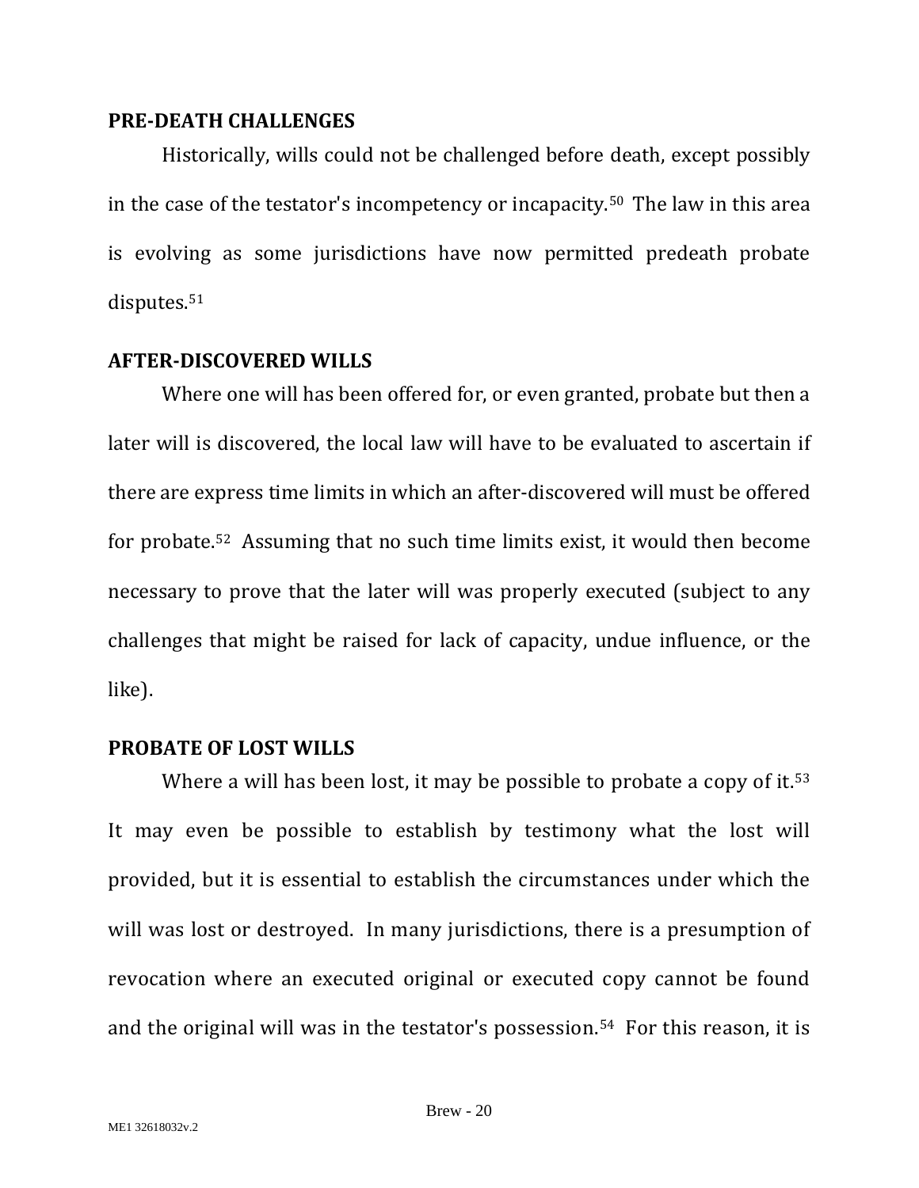**PRE-DEATH CHALLENGES**

Historically, wills could not be challenged before death, except possibly in the case of the testator's incompetency or incapacity.[50] The law in this area is evolving as some jurisdictions have now permitted predeath probate disputes.[51]

**AFTER-DISCOVERED WILLS**

Where one will has been offered for, or even granted, probate but then a later will is discovered, the local law will have to be evaluated to ascertain if there are express time limits in which an after-discovered will must be offered for probate.[52] Assuming that no such time limits exist, it would then become necessary to prove that the later will was properly executed (subject to any challenges that might be raised for lack of capacity, undue influence, or the like).

**PROBATE OF LOST WILLS**

Where a will has been lost, it may be possible to probate a copy of it.[53] It may even be possible to establish by testimony what the lost will provided, but it is essential to establish the circumstances under which the will was lost or destroyed. In many jurisdictions, there is a presumption of revocation where an executed original or executed copy cannot be found and the original will was in the testator's possession.[54] For this reason, it is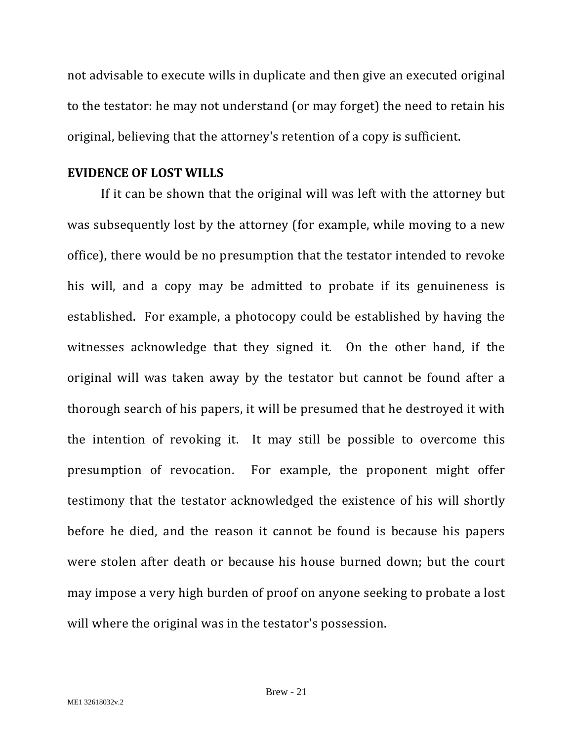not advisable to execute wills in duplicate and then give an executed original to the testator: he may not understand (or may forget) the need to retain his original, believing that the attorney's retention of a copy is sufficient.

**EVIDENCE OF LOST WILLS**

If it can be shown that the original will was left with the attorney but was subsequently lost by the attorney (for example, while moving to a new office), there would be no presumption that the testator intended to revoke his will, and a copy may be admitted to probate if its genuineness is established. For example, a photocopy could be established by having the witnesses acknowledge that they signed it. On the other hand, if the original will was taken away by the testator but cannot be found after a thorough search of his papers, it will be presumed that he destroyed it with the intention of revoking it. It may still be possible to overcome this presumption of revocation. For example, the proponent might offer testimony that the testator acknowledged the existence of his will shortly before he died, and the reason it cannot be found is because his papers were stolen after death or because his house burned down; but the court may impose a very high burden of proof on anyone seeking to probate a lost will where the original was in the testator's possession.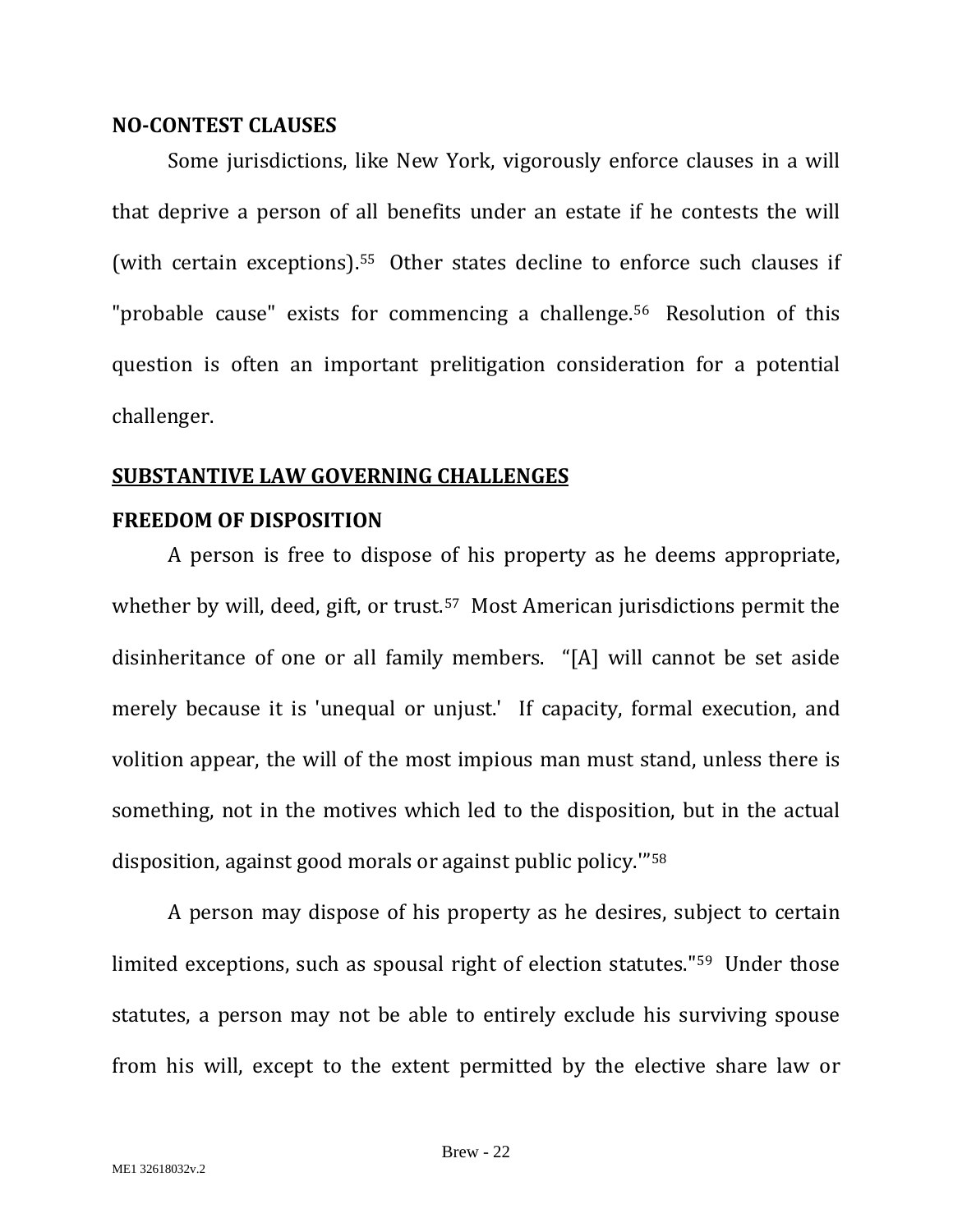**NO-CONTEST CLAUSES**

Some jurisdictions, like New York, vigorously enforce clauses in a will that deprive a person of all benefits under an estate if he contests the will (with certain exceptions).[55] Other states decline to enforce such clauses if "probable cause" exists for commencing a challenge.[56] Resolution of this question is often an important prelitigation consideration for a potential challenger.

## SUBSTANTIVE LAW GOVERNING CHALLENGES

**FREEDOM OF DISPOSITION**

A person is free to dispose of his property as he deems appropriate, whether by will, deed, gift, or trust.[57] Most American jurisdictions permit the disinheritance of one or all family members. "[A] will cannot be set aside merely because it is 'unequal or unjust.' If capacity, formal execution, and volition appear, the will of the most impious man must stand, unless there is something, not in the motives which led to the disposition, but in the actual disposition, against good morals or against public policy.'"[58]

A person may dispose of his property as he desires, subject to certain limited exceptions, such as spousal right of election statutes."[59] Under those statutes, a person may not be able to entirely exclude his surviving spouse from his will, except to the extent permitted by the elective share law or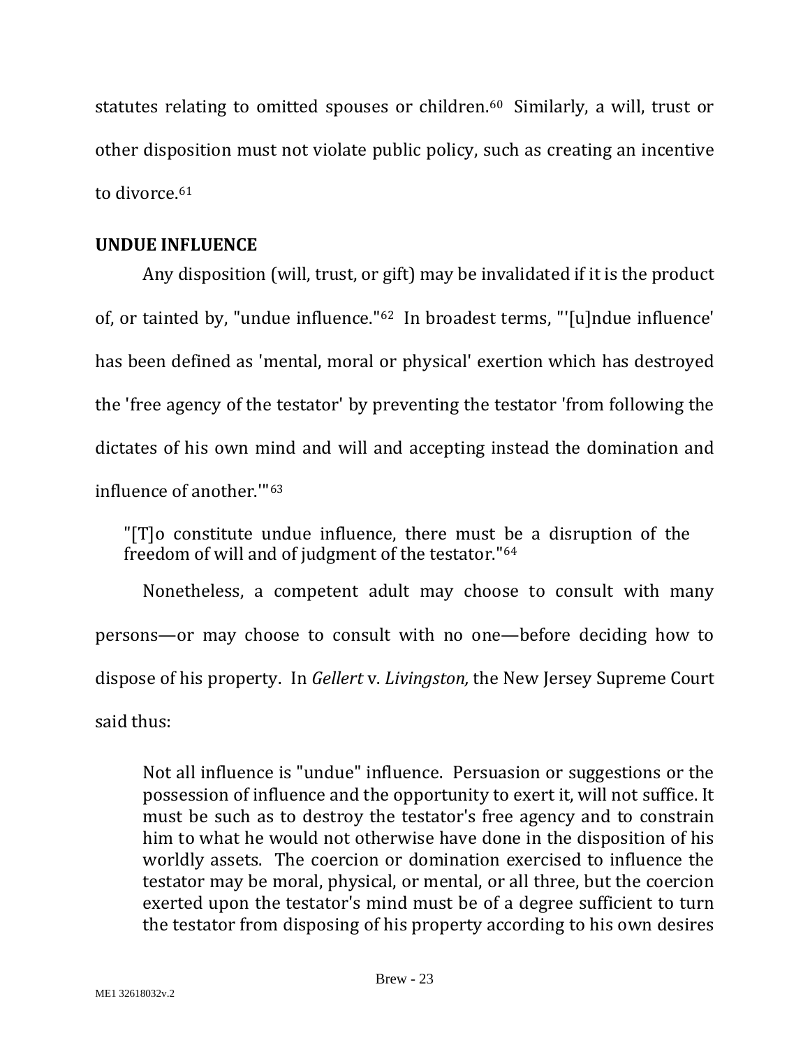statutes relating to omitted spouses or children.[60] Similarly, a will, trust or other disposition must not violate public policy, such as creating an incentive to divorce.[61]

**UNDUE INFLUENCE**

Any disposition (will, trust, or gift) may be invalidated if it is the product of, or tainted by, "undue influence."[62] In broadest terms, "'[u]ndue influence' has been defined as 'mental, moral or physical' exertion which has destroyed the 'free agency of the testator' by preventing the testator 'from following the dictates of his own mind and will and accepting instead the domination and influence of another.'"[63]

> "[T]o constitute undue influence, there must be a disruption of the freedom of will and of judgment of the testator."[64]

Nonetheless, a competent adult may choose to consult with many persons—or may choose to consult with no one—before deciding how to dispose of his property. In *Gellert* v. *Livingston,* the New Jersey Supreme Court said thus:

> Not all influence is "undue" influence. Persuasion or suggestions or the possession of influence and the opportunity to exert it, will not suffice. It must be such as to destroy the testator's free agency and to constrain him to what he would not otherwise have done in the disposition of his worldly assets. The coercion or domination exercised to influence the testator may be moral, physical, or mental, or all three, but the coercion exerted upon the testator's mind must be of a degree sufficient to turn the testator from disposing of his property according to his own desires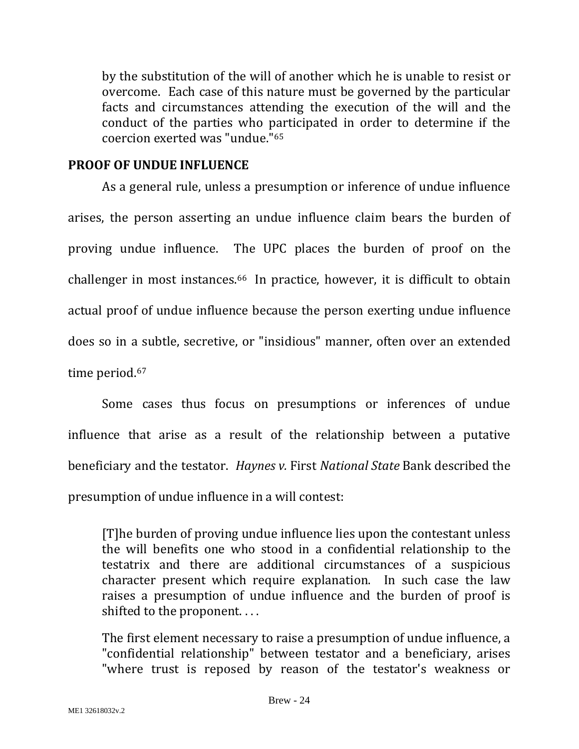> by the substitution of the will of another which he is unable to resist or overcome. Each case of this nature must be governed by the particular facts and circumstances attending the execution of the will and the conduct of the parties who participated in order to determine if the coercion exerted was "undue."[65]

**PROOF OF UNDUE INFLUENCE**

As a general rule, unless a presumption or inference of undue influence arises, the person asserting an undue influence claim bears the burden of proving undue influence. The UPC places the burden of proof on the challenger in most instances.[66] In practice, however, it is difficult to obtain actual proof of undue influence because the person exerting undue influence does so in a subtle, secretive, or "insidious" manner, often over an extended time period.[67]

Some cases thus focus on presumptions or inferences of undue influence that arise as a result of the relationship between a putative beneficiary and the testator. *Haynes v.* First *National State* Bank described the presumption of undue influence in a will contest:

> [T]he burden of proving undue influence lies upon the contestant unless the will benefits one who stood in a confidential relationship to the testatrix and there are additional circumstances of a suspicious character present which require explanation. In such case the law raises a presumption of undue influence and the burden of proof is shifted to the proponent. . . .
>
> The first element necessary to raise a presumption of undue influence, a "confidential relationship" between testator and a beneficiary, arises "where trust is reposed by reason of the testator's weakness or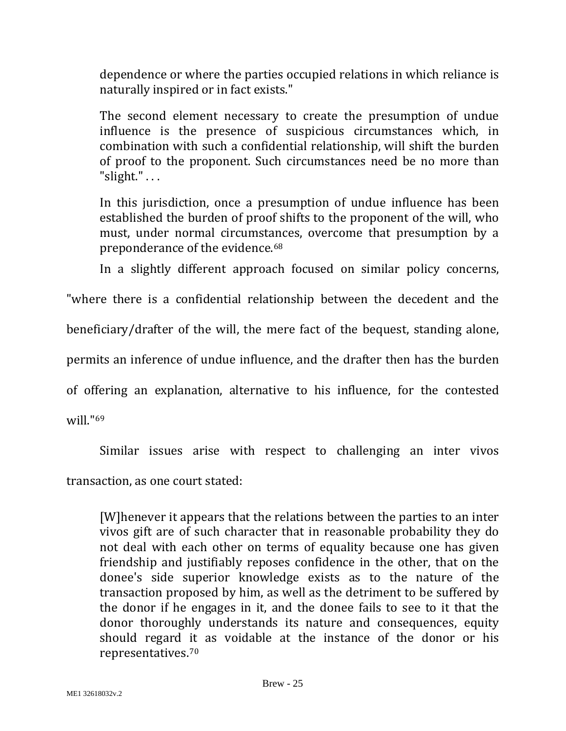> dependence or where the parties occupied relations in which reliance is naturally inspired or in fact exists."
>
> The second element necessary to create the presumption of undue influence is the presence of suspicious circumstances which, in combination with such a confidential relationship, will shift the burden of proof to the proponent. Such circumstances need be no more than "slight." . . .
>
> In this jurisdiction, once a presumption of undue influence has been established the burden of proof shifts to the proponent of the will, who must, under normal circumstances, overcome that presumption by a preponderance of the evidence.[68]

In a slightly different approach focused on similar policy concerns, "where there is a confidential relationship between the decedent and the beneficiary/drafter of the will, the mere fact of the bequest, standing alone, permits an inference of undue influence, and the drafter then has the burden of offering an explanation, alternative to his influence, for the contested will."[69]

Similar issues arise with respect to challenging an inter vivos transaction, as one court stated:

> [W]henever it appears that the relations between the parties to an inter vivos gift are of such character that in reasonable probability they do not deal with each other on terms of equality because one has given friendship and justifiably reposes confidence in the other, that on the donee's side superior knowledge exists as to the nature of the transaction proposed by him, as well as the detriment to be suffered by the donor if he engages in it, and the donee fails to see to it that the donor thoroughly understands its nature and consequences, equity should regard it as voidable at the instance of the donor or his representatives.[70]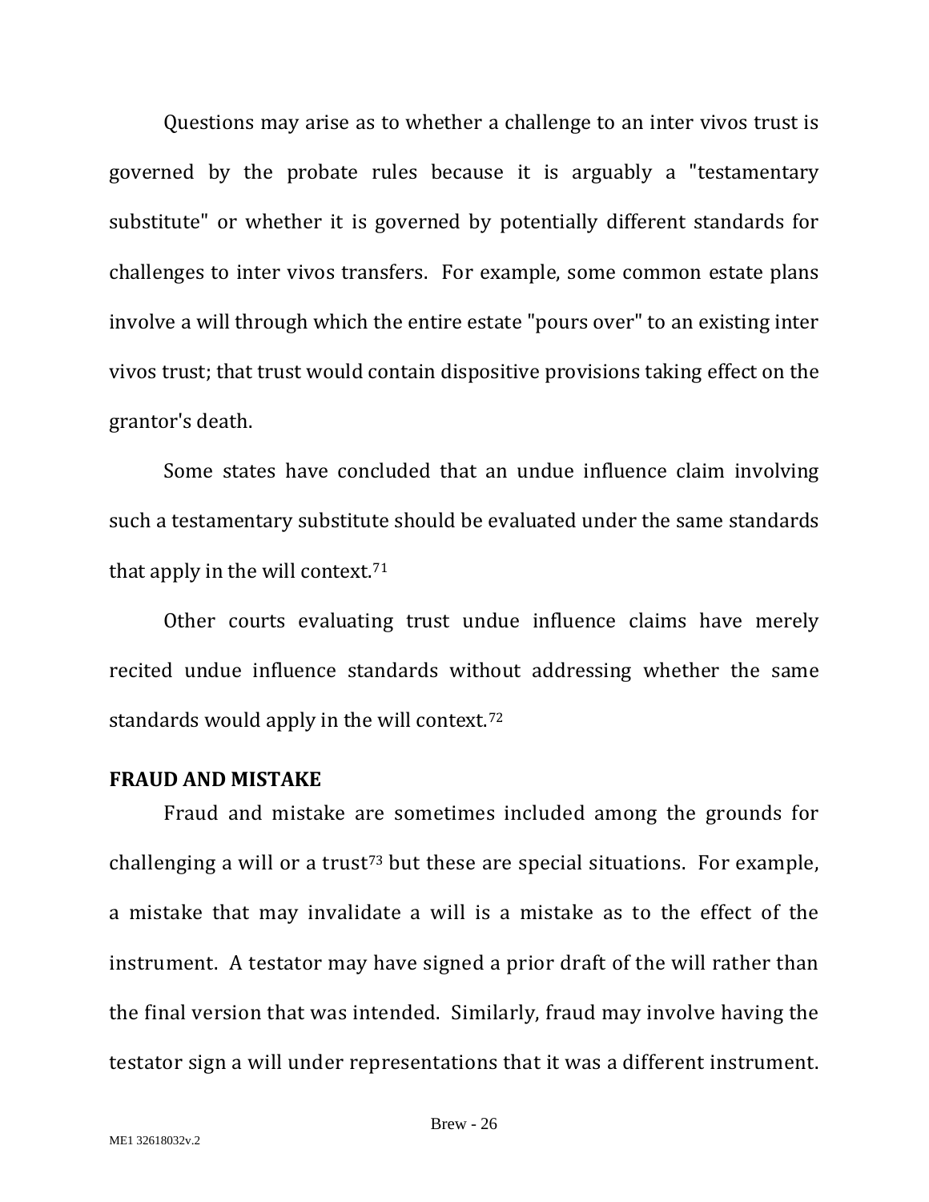Questions may arise as to whether a challenge to an inter vivos trust is governed by the probate rules because it is arguably a "testamentary substitute" or whether it is governed by potentially different standards for challenges to inter vivos transfers. For example, some common estate plans involve a will through which the entire estate "pours over" to an existing inter vivos trust; that trust would contain dispositive provisions taking effect on the grantor's death.

Some states have concluded that an undue influence claim involving such a testamentary substitute should be evaluated under the same standards that apply in the will context.[71]

Other courts evaluating trust undue influence claims have merely recited undue influence standards without addressing whether the same standards would apply in the will context.[72]

**FRAUD AND MISTAKE**

Fraud and mistake are sometimes included among the grounds for challenging a will or a trust[73] but these are special situations. For example, a mistake that may invalidate a will is a mistake as to the effect of the instrument. A testator may have signed a prior draft of the will rather than the final version that was intended. Similarly, fraud may involve having the testator sign a will under representations that it was a different instrument.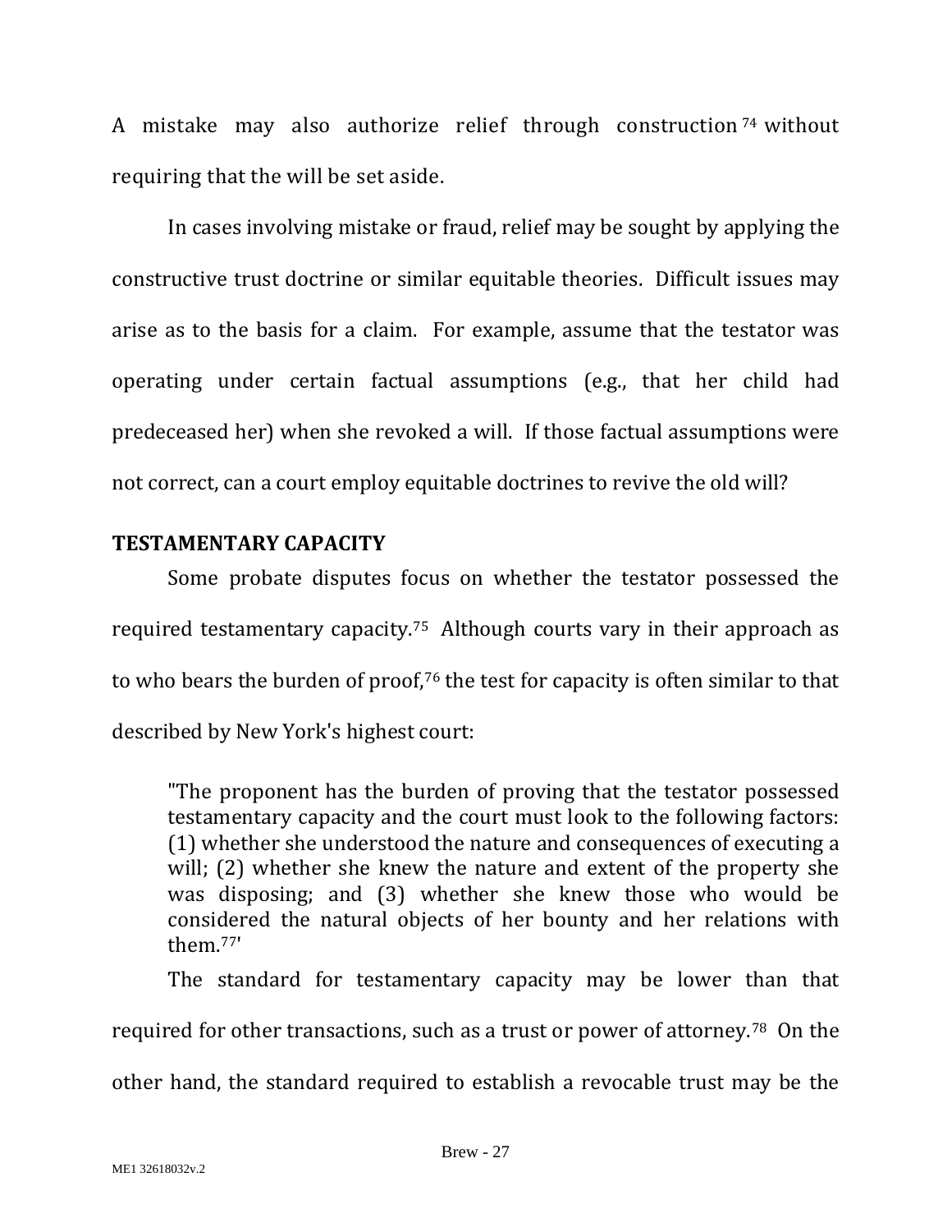A mistake may also authorize relief through construction[74] without requiring that the will be set aside.

In cases involving mistake or fraud, relief may be sought by applying the constructive trust doctrine or similar equitable theories. Difficult issues may arise as to the basis for a claim. For example, assume that the testator was operating under certain factual assumptions (e.g., that her child had predeceased her) when she revoked a will. If those factual assumptions were not correct, can a court employ equitable doctrines to revive the old will?

**TESTAMENTARY CAPACITY**

Some probate disputes focus on whether the testator possessed the required testamentary capacity.[75] Although courts vary in their approach as to who bears the burden of proof,[76] the test for capacity is often similar to that described by New York's highest court:

> "The proponent has the burden of proving that the testator possessed testamentary capacity and the court must look to the following factors: (1) whether she understood the nature and consequences of executing a will; (2) whether she knew the nature and extent of the property she was disposing; and (3) whether she knew those who would be considered the natural objects of her bounty and her relations with them.[77]'

The standard for testamentary capacity may be lower than that required for other transactions, such as a trust or power of attorney.[78] On the other hand, the standard required to establish a revocable trust may be the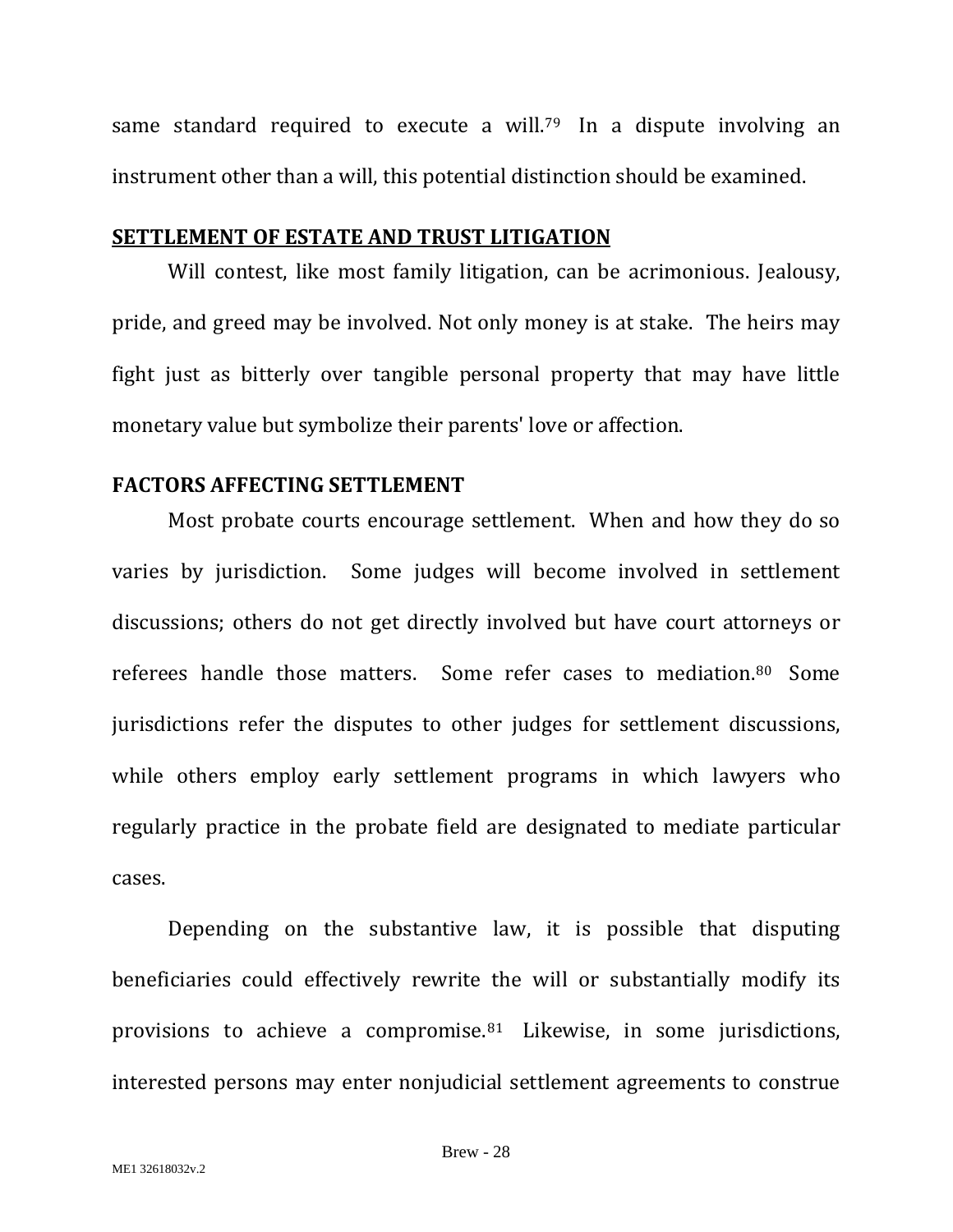same standard required to execute a will.[79] In a dispute involving an instrument other than a will, this potential distinction should be examined.

## SETTLEMENT OF ESTATE AND TRUST LITIGATION

Will contest, like most family litigation, can be acrimonious. Jealousy, pride, and greed may be involved. Not only money is at stake. The heirs may fight just as bitterly over tangible personal property that may have little monetary value but symbolize their parents' love or affection.

### FACTORS AFFECTING SETTLEMENT

Most probate courts encourage settlement. When and how they do so varies by jurisdiction. Some judges will become involved in settlement discussions; others do not get directly involved but have court attorneys or referees handle those matters. Some refer cases to mediation.[80] Some jurisdictions refer the disputes to other judges for settlement discussions, while others employ early settlement programs in which lawyers who regularly practice in the probate field are designated to mediate particular cases.

Depending on the substantive law, it is possible that disputing beneficiaries could effectively rewrite the will or substantially modify its provisions to achieve a compromise.[81] Likewise, in some jurisdictions, interested persons may enter nonjudicial settlement agreements to construe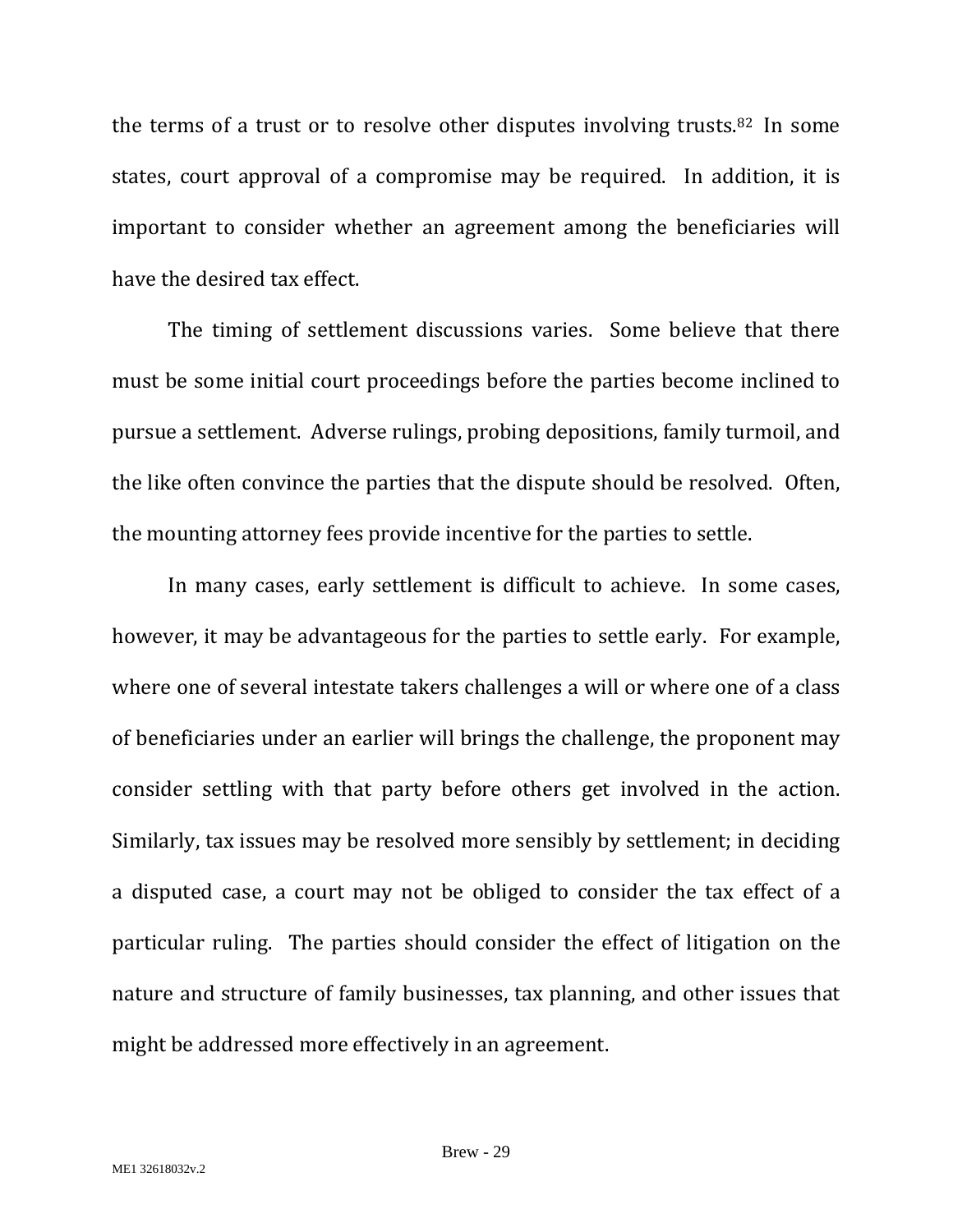the terms of a trust or to resolve other disputes involving trusts.[82] In some states, court approval of a compromise may be required. In addition, it is important to consider whether an agreement among the beneficiaries will have the desired tax effect.

The timing of settlement discussions varies. Some believe that there must be some initial court proceedings before the parties become inclined to pursue a settlement. Adverse rulings, probing depositions, family turmoil, and the like often convince the parties that the dispute should be resolved. Often, the mounting attorney fees provide incentive for the parties to settle.

In many cases, early settlement is difficult to achieve. In some cases, however, it may be advantageous for the parties to settle early. For example, where one of several intestate takers challenges a will or where one of a class of beneficiaries under an earlier will brings the challenge, the proponent may consider settling with that party before others get involved in the action. Similarly, tax issues may be resolved more sensibly by settlement; in deciding a disputed case, a court may not be obliged to consider the tax effect of a particular ruling. The parties should consider the effect of litigation on the nature and structure of family businesses, tax planning, and other issues that might be addressed more effectively in an agreement.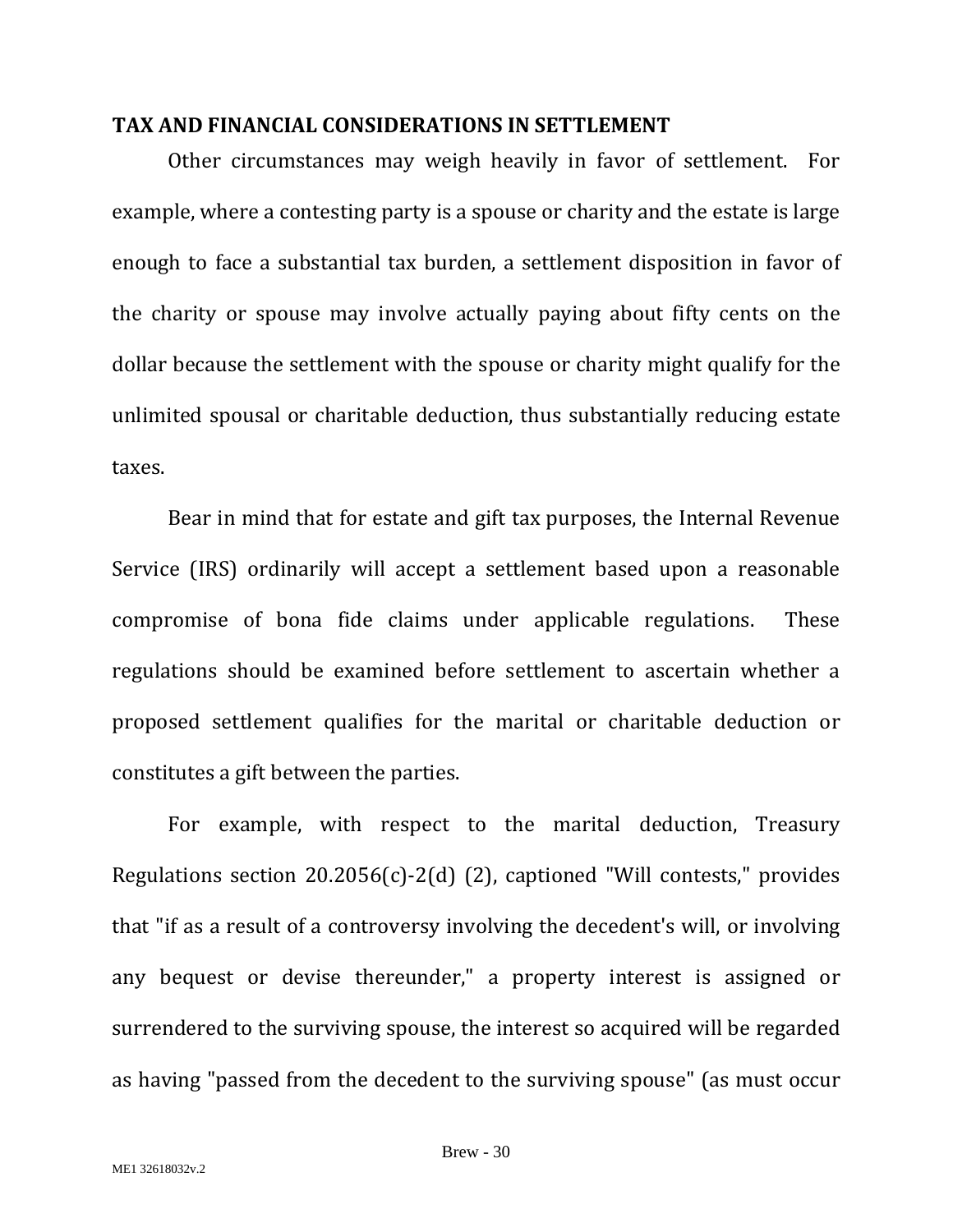## TAX AND FINANCIAL CONSIDERATIONS IN SETTLEMENT

Other circumstances may weigh heavily in favor of settlement. For example, where a contesting party is a spouse or charity and the estate is large enough to face a substantial tax burden, a settlement disposition in favor of the charity or spouse may involve actually paying about fifty cents on the dollar because the settlement with the spouse or charity might qualify for the unlimited spousal or charitable deduction, thus substantially reducing estate taxes.

Bear in mind that for estate and gift tax purposes, the Internal Revenue Service (IRS) ordinarily will accept a settlement based upon a reasonable compromise of bona fide claims under applicable regulations. These regulations should be examined before settlement to ascertain whether a proposed settlement qualifies for the marital or charitable deduction or constitutes a gift between the parties.

For example, with respect to the marital deduction, Treasury Regulations section 20.2056(c)-2(d) (2), captioned "Will contests," provides that "if as a result of a controversy involving the decedent's will, or involving any bequest or devise thereunder," a property interest is assigned or surrendered to the surviving spouse, the interest so acquired will be regarded as having "passed from the decedent to the surviving spouse" (as must occur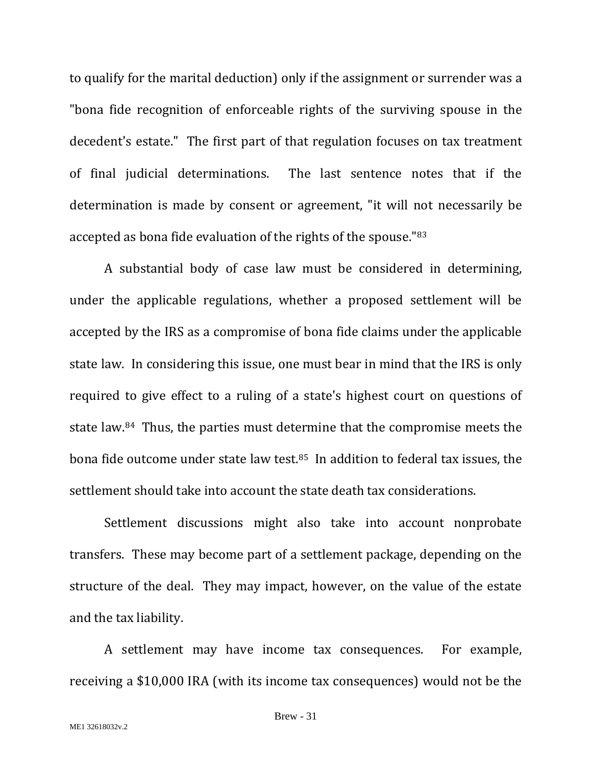to qualify for the marital deduction) only if the assignment or surrender was a "bona fide recognition of enforceable rights of the surviving spouse in the decedent's estate." The first part of that regulation focuses on tax treatment of final judicial determinations. The last sentence notes that if the determination is made by consent or agreement, "it will not necessarily be accepted as bona fide evaluation of the rights of the spouse."[83]

A substantial body of case law must be considered in determining, under the applicable regulations, whether a proposed settlement will be accepted by the IRS as a compromise of bona fide claims under the applicable state law. In considering this issue, one must bear in mind that the IRS is only required to give effect to a ruling of a state's highest court on questions of state law.[84] Thus, the parties must determine that the compromise meets the bona fide outcome under state law test.[85] In addition to federal tax issues, the settlement should take into account the state death tax considerations.

Settlement discussions might also take into account nonprobate transfers. These may become part of a settlement package, depending on the structure of the deal. They may impact, however, on the value of the estate and the tax liability.

A settlement may have income tax consequences. For example, receiving a $10,000 IRA (with its income tax consequences) would not be the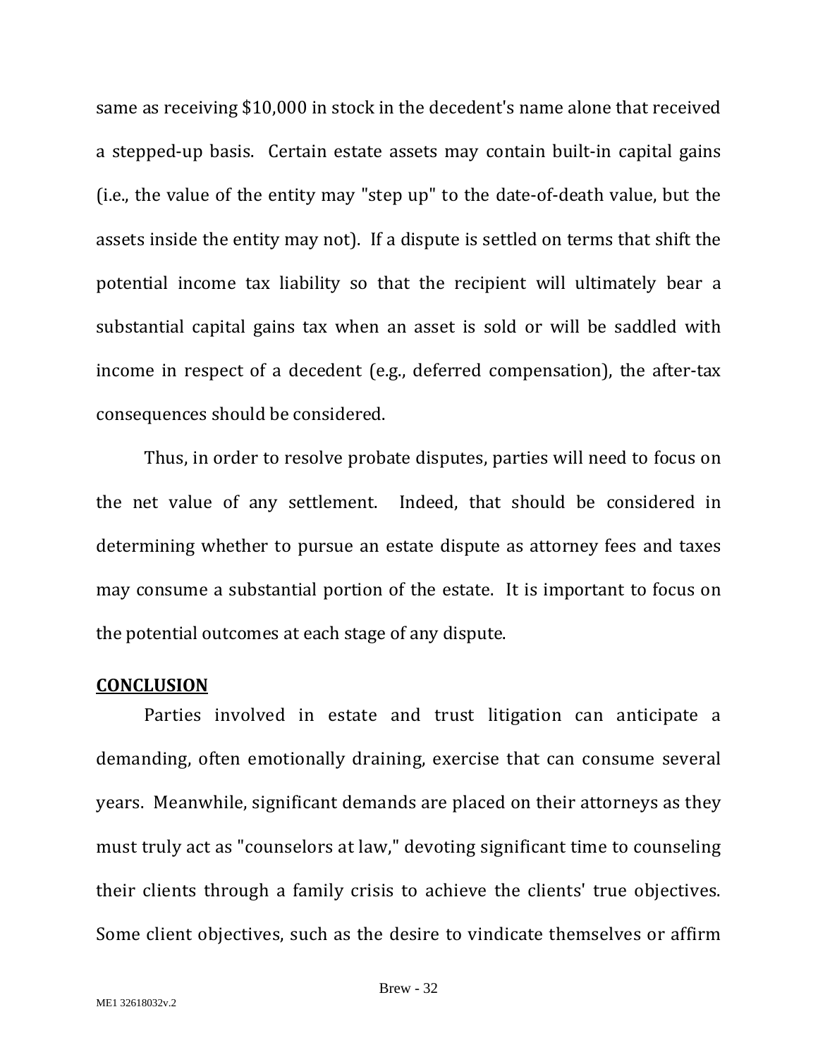same as receiving $10,000 in stock in the decedent's name alone that received a stepped-up basis. Certain estate assets may contain built-in capital gains (i.e., the value of the entity may "step up" to the date-of-death value, but the assets inside the entity may not). If a dispute is settled on terms that shift the potential income tax liability so that the recipient will ultimately bear a substantial capital gains tax when an asset is sold or will be saddled with income in respect of a decedent (e.g., deferred compensation), the after-tax consequences should be considered.

Thus, in order to resolve probate disputes, parties will need to focus on the net value of any settlement. Indeed, that should be considered in determining whether to pursue an estate dispute as attorney fees and taxes may consume a substantial portion of the estate. It is important to focus on the potential outcomes at each stage of any dispute.

**CONCLUSION**

Parties involved in estate and trust litigation can anticipate a demanding, often emotionally draining, exercise that can consume several years. Meanwhile, significant demands are placed on their attorneys as they must truly act as "counselors at law," devoting significant time to counseling their clients through a family crisis to achieve the clients' true objectives. Some client objectives, such as the desire to vindicate themselves or affirm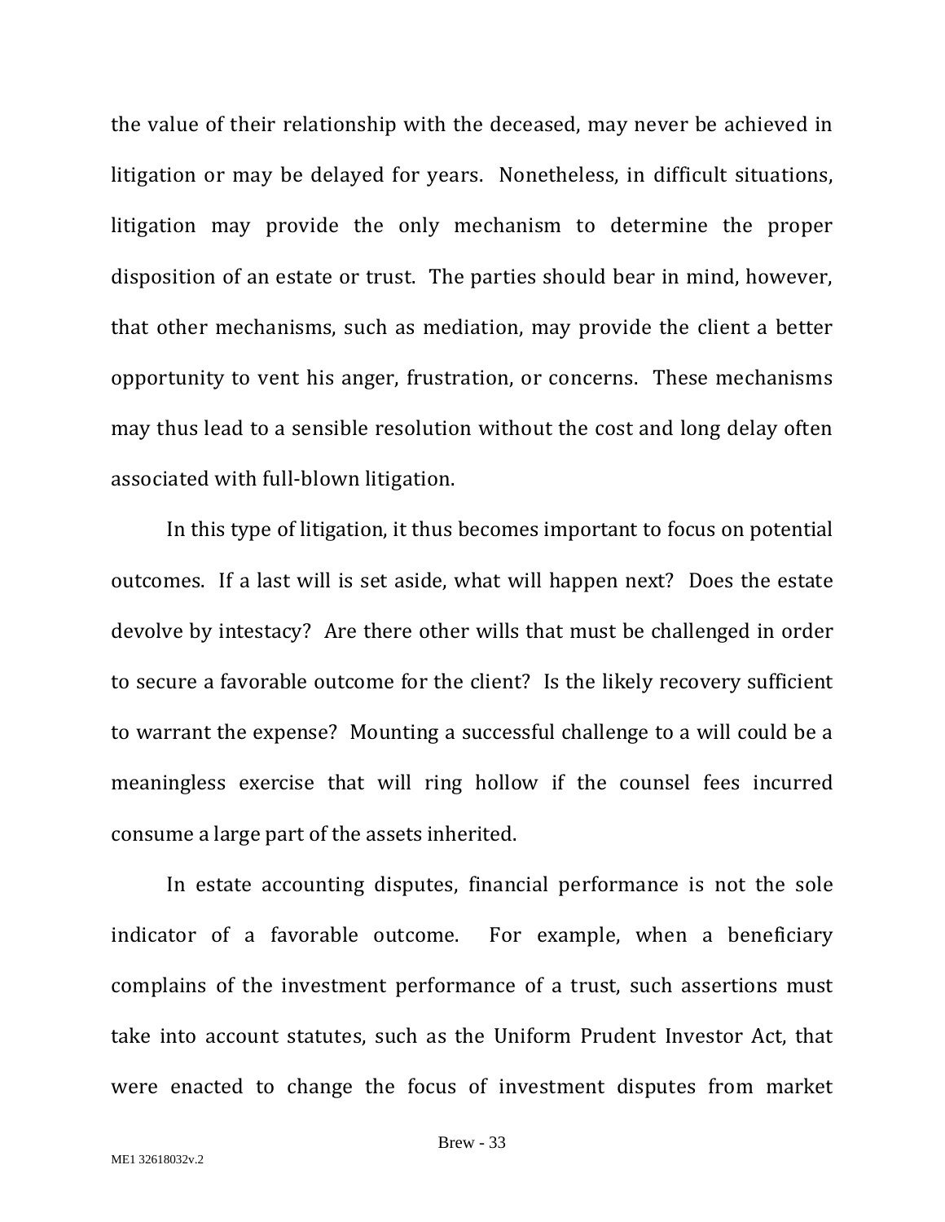the value of their relationship with the deceased, may never be achieved in litigation or may be delayed for years. Nonetheless, in difficult situations, litigation may provide the only mechanism to determine the proper disposition of an estate or trust. The parties should bear in mind, however, that other mechanisms, such as mediation, may provide the client a better opportunity to vent his anger, frustration, or concerns. These mechanisms may thus lead to a sensible resolution without the cost and long delay often associated with full-blown litigation.

In this type of litigation, it thus becomes important to focus on potential outcomes. If a last will is set aside, what will happen next? Does the estate devolve by intestacy? Are there other wills that must be challenged in order to secure a favorable outcome for the client? Is the likely recovery sufficient to warrant the expense? Mounting a successful challenge to a will could be a meaningless exercise that will ring hollow if the counsel fees incurred consume a large part of the assets inherited.

In estate accounting disputes, financial performance is not the sole indicator of a favorable outcome. For example, when a beneficiary complains of the investment performance of a trust, such assertions must take into account statutes, such as the Uniform Prudent Investor Act, that were enacted to change the focus of investment disputes from market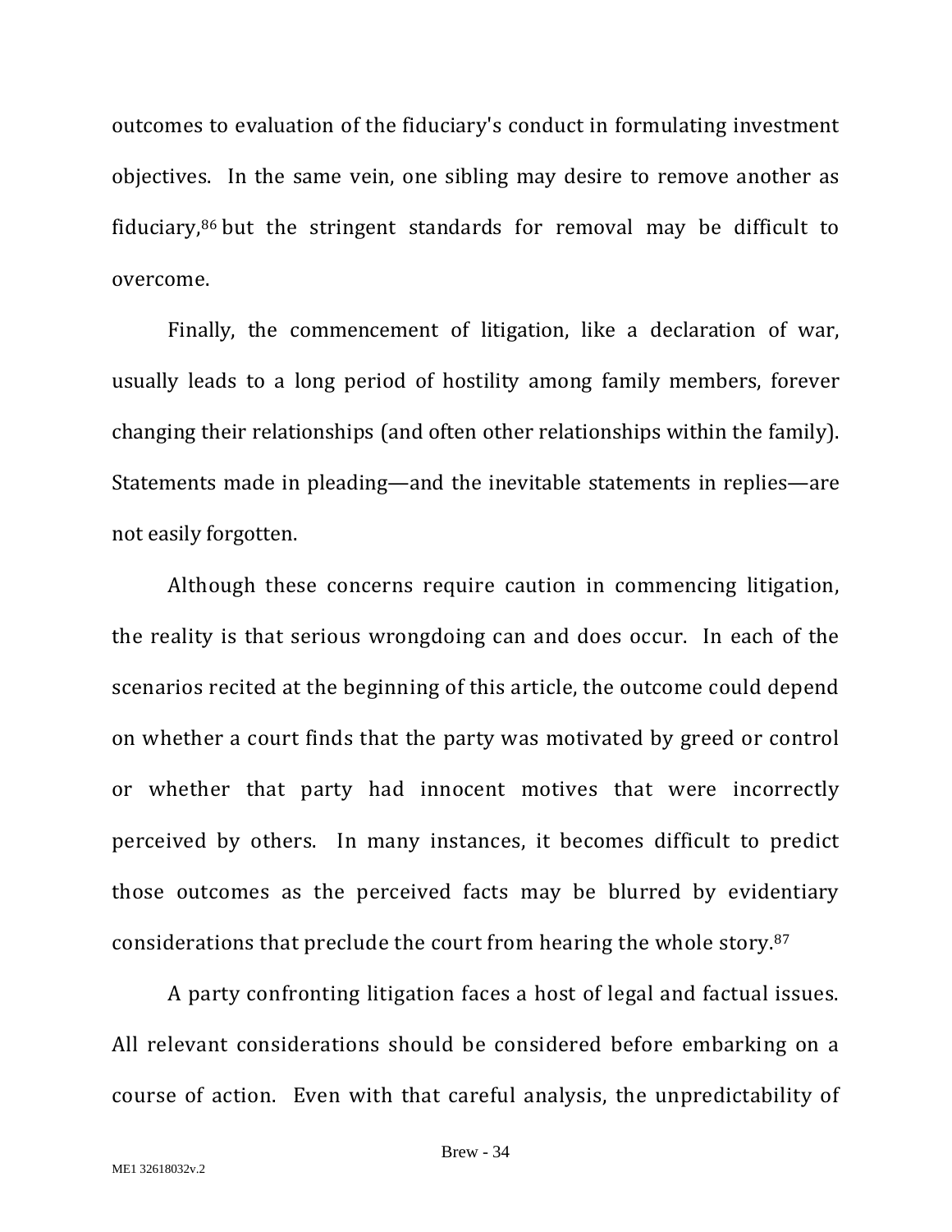outcomes to evaluation of the fiduciary's conduct in formulating investment objectives. In the same vein, one sibling may desire to remove another as fiduciary,[86] but the stringent standards for removal may be difficult to overcome.

Finally, the commencement of litigation, like a declaration of war, usually leads to a long period of hostility among family members, forever changing their relationships (and often other relationships within the family). Statements made in pleading—and the inevitable statements in replies—are not easily forgotten.

Although these concerns require caution in commencing litigation, the reality is that serious wrongdoing can and does occur. In each of the scenarios recited at the beginning of this article, the outcome could depend on whether a court finds that the party was motivated by greed or control or whether that party had innocent motives that were incorrectly perceived by others. In many instances, it becomes difficult to predict those outcomes as the perceived facts may be blurred by evidentiary considerations that preclude the court from hearing the whole story.[87]

A party confronting litigation faces a host of legal and factual issues. All relevant considerations should be considered before embarking on a course of action. Even with that careful analysis, the unpredictability of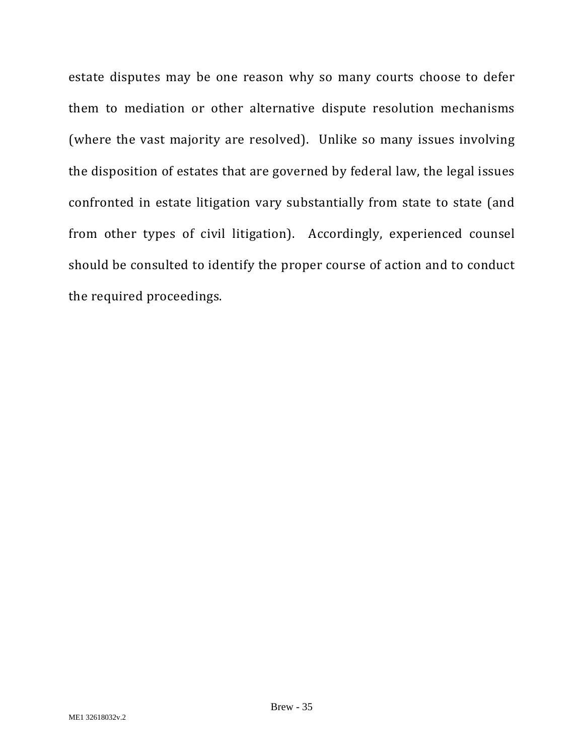estate disputes may be one reason why so many courts choose to defer them to mediation or other alternative dispute resolution mechanisms (where the vast majority are resolved). Unlike so many issues involving the disposition of estates that are governed by federal law, the legal issues confronted in estate litigation vary substantially from state to state (and from other types of civil litigation). Accordingly, experienced counsel should be consulted to identify the proper course of action and to conduct the required proceedings.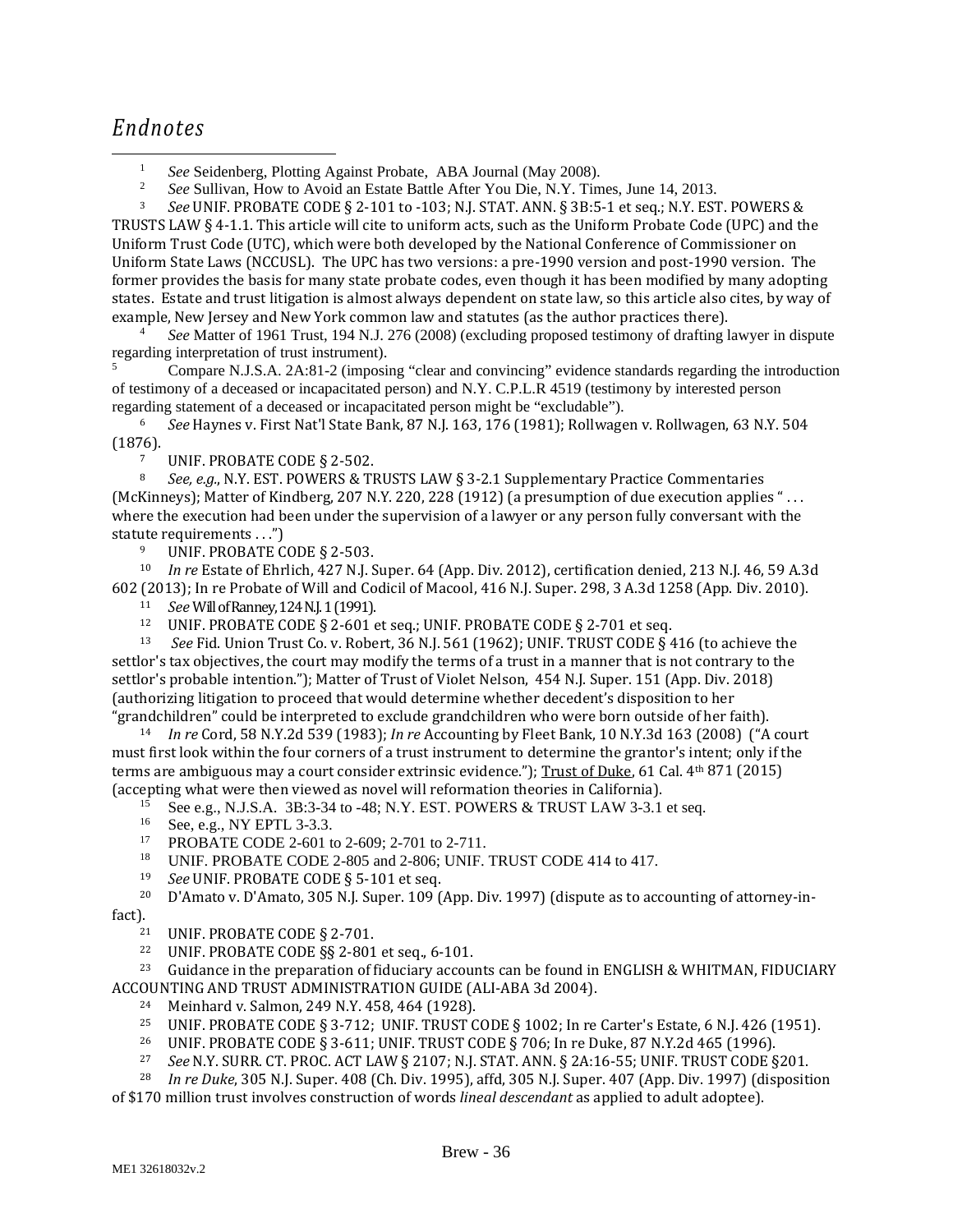## *Endnotes*

[1] *See* Seidenberg, Plotting Against Probate, ABA Journal (May 2008).

[2] *See* Sullivan, How to Avoid an Estate Battle After You Die, N.Y. Times, June 14, 2013.

[3] *See* UNIF. PROBATE CODE § 2-101 to -103; N.J. STAT. ANN. § 3B:5-1 et seq.; N.Y. EST. POWERS & TRUSTS LAW § 4-1.1. This article will cite to uniform acts, such as the Uniform Probate Code (UPC) and the Uniform Trust Code (UTC), which were both developed by the National Conference of Commissioner on Uniform State Laws (NCCUSL). The UPC has two versions: a pre-1990 version and post-1990 version. The former provides the basis for many state probate codes, even though it has been modified by many adopting states. Estate and trust litigation is almost always dependent on state law, so this article also cites, by way of example, New Jersey and New York common law and statutes (as the author practices there).

[4] *See* Matter of 1961 Trust, 194 N.J. 276 (2008) (excluding proposed testimony of drafting lawyer in dispute regarding interpretation of trust instrument).

[5] Compare N.J.S.A. 2A:81-2 (imposing "clear and convincing" evidence standards regarding the introduction of testimony of a deceased or incapacitated person) and N.Y. C.P.L.R 4519 (testimony by interested person regarding statement of a deceased or incapacitated person might be "excludable").

[6] *See* Haynes v. First Nat'l State Bank, 87 N.J. 163, 176 (1981); Rollwagen v. Rollwagen, 63 N.Y. 504 (1876).

[7] UNIF. PROBATE CODE § 2-502.

[8] *See, e.g.*, N.Y. EST. POWERS & TRUSTS LAW § 3-2.1 Supplementary Practice Commentaries (McKinneys); Matter of Kindberg, 207 N.Y. 220, 228 (1912) (a presumption of due execution applies " . . . where the execution had been under the supervision of a lawyer or any person fully conversant with the statute requirements . . .")

[9] UNIF. PROBATE CODE § 2-503.

[10] *In re* Estate of Ehrlich, 427 N.J. Super. 64 (App. Div. 2012), certification denied, 213 N.J. 46, 59 A.3d 602 (2013); In re Probate of Will and Codicil of Macool, 416 N.J. Super. 298, 3 A.3d 1258 (App. Div. 2010).

[11] *See* Will of Ranney, 124 N.J. 1 (1991).

[12] UNIF. PROBATE CODE § 2-601 et seq.; UNIF. PROBATE CODE § 2-701 et seq.

[13] *See* Fid. Union Trust Co. v. Robert, 36 N.J. 561 (1962); UNIF. TRUST CODE § 416 (to achieve the settlor's tax objectives, the court may modify the terms of a trust in a manner that is not contrary to the settlor's probable intention."); Matter of Trust of Violet Nelson, 454 N.J. Super. 151 (App. Div. 2018) (authorizing litigation to proceed that would determine whether decedent's disposition to her "grandchildren" could be interpreted to exclude grandchildren who were born outside of her faith).

[14] *In re* Cord, 58 N.Y.2d 539 (1983); *In re* Accounting by Fleet Bank, 10 N.Y.3d 163 (2008) ("A court must first look within the four corners of a trust instrument to determine the grantor's intent; only if the terms are ambiguous may a court consider extrinsic evidence."); Trust of Duke, 61 Cal. 4th 871 (2015) (accepting what were then viewed as novel will reformation theories in California).

[15] See e.g., N.J.S.A. 3B:3-34 to -48; N.Y. EST. POWERS & TRUST LAW 3-3.1 et seq.

[16] See, e.g., NY EPTL 3-3.3.

[17] PROBATE CODE 2-601 to 2-609; 2-701 to 2-711.

[18] UNIF. PROBATE CODE 2-805 and 2-806; UNIF. TRUST CODE 414 to 417.

[19] *See* UNIF. PROBATE CODE § 5-101 et seq.

[20] D'Amato v. D'Amato, 305 N.J. Super. 109 (App. Div. 1997) (dispute as to accounting of attorney-in-fact).

[21] UNIF. PROBATE CODE § 2-701.

[22] UNIF. PROBATE CODE §§ 2-801 et seq., 6-101.

[23] Guidance in the preparation of fiduciary accounts can be found in ENGLISH & WHITMAN, FIDUCIARY ACCOUNTING AND TRUST ADMINISTRATION GUIDE (ALI-ABA 3d 2004).

[24] Meinhard v. Salmon, 249 N.Y. 458, 464 (1928).

[25] UNIF. PROBATE CODE § 3-712; UNIF. TRUST CODE § 1002; In re Carter's Estate, 6 N.J. 426 (1951).

[26] UNIF. PROBATE CODE § 3-611; UNIF. TRUST CODE § 706; In re Duke, 87 N.Y.2d 465 (1996).

[27] *See* N.Y. SURR. CT. PROC. ACT LAW § 2107; N.J. STAT. ANN. § 2A:16-55; UNIF. TRUST CODE §201.

[28] *In re Duke*, 305 N.J. Super. 408 (Ch. Div. 1995), affd, 305 N.J. Super. 407 (App. Div. 1997) (disposition of $170 million trust involves construction of words *lineal descendant* as applied to adult adoptee).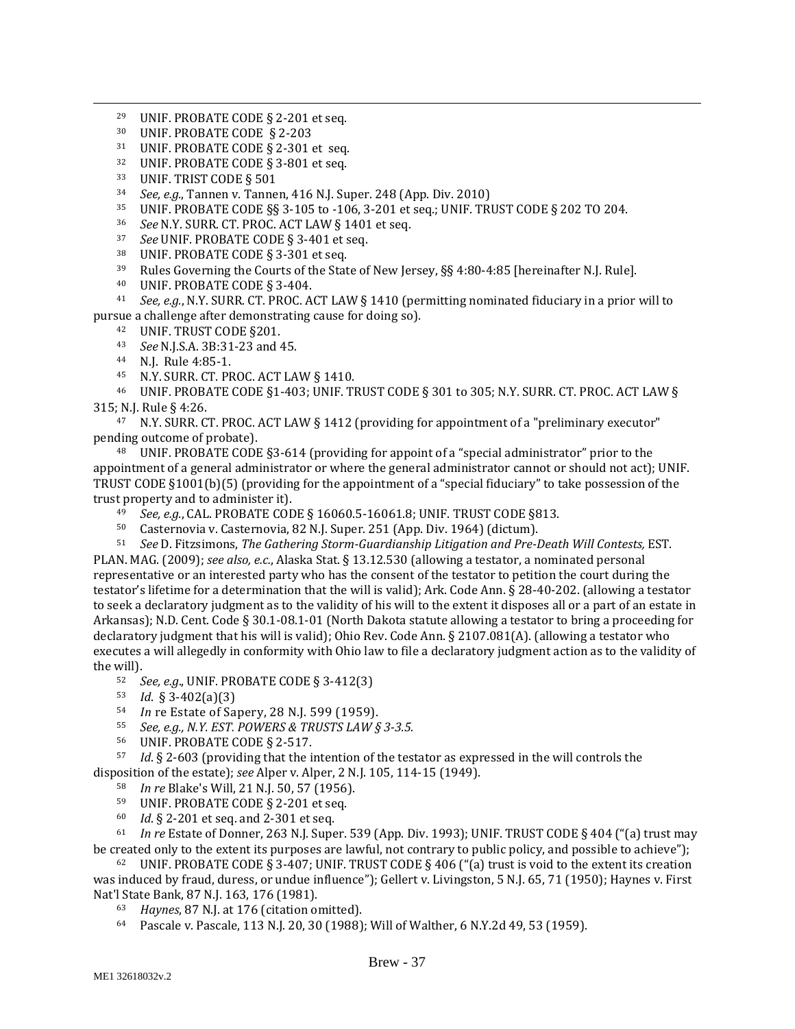[29] UNIF. PROBATE CODE § 2-201 et seq.

[30] UNIF. PROBATE CODE § 2-203

[31] UNIF. PROBATE CODE § 2-301 et seq.

[32] UNIF. PROBATE CODE § 3-801 et seq.

[33] UNIF. TRIST CODE § 501

[34] *See, e.g.*, Tannen v. Tannen, 416 N.J. Super. 248 (App. Div. 2010)

[35] UNIF. PROBATE CODE §§ 3-105 to -106, 3-201 et seq.; UNIF. TRUST CODE § 202 TO 204.

[36] *See* N.Y. SURR. CT. PROC. ACT LAW § 1401 et seq.

[37] *See* UNIF. PROBATE CODE § 3-401 et seq.

[38] UNIF. PROBATE CODE § 3-301 et seq.

[39] Rules Governing the Courts of the State of New Jersey, §§ 4:80-4:85 [hereinafter N.J. Rule].

[40] UNIF. PROBATE CODE § 3-404.

[41] *See, e.g.*, N.Y. SURR. CT. PROC. ACT LAW § 1410 (permitting nominated fiduciary in a prior will to pursue a challenge after demonstrating cause for doing so).

[42] UNIF. TRUST CODE §201.

[43] *See* N.J.S.A. 3B:31-23 and 45.

[44] N.J. Rule 4:85-1.

[45] N.Y. SURR. CT. PROC. ACT LAW § 1410.

[46] UNIF. PROBATE CODE §1-403; UNIF. TRUST CODE § 301 to 305; N.Y. SURR. CT. PROC. ACT LAW § 315; N.J. Rule § 4:26.

[47] N.Y. SURR. CT. PROC. ACT LAW § 1412 (providing for appointment of a "preliminary executor" pending outcome of probate).

[48] UNIF. PROBATE CODE §3-614 (providing for appoint of a "special administrator" prior to the appointment of a general administrator or where the general administrator cannot or should not act); UNIF. TRUST CODE §1001(b)(5) (providing for the appointment of a "special fiduciary" to take possession of the trust property and to administer it).

[49] *See, e.g.*, CAL. PROBATE CODE § 16060.5-16061.8; UNIF. TRUST CODE §813.

[50] Casternovia v. Casternovia, 82 N.J. Super. 251 (App. Div. 1964) (dictum).

[51] *See* D. Fitzsimons, *The Gathering Storm-Guardianship Litigation and Pre-Death Will Contests,* EST. PLAN. MAG. (2009); *see also, e.c.*, Alaska Stat. § 13.12.530 (allowing a testator, a nominated personal representative or an interested party who has the consent of the testator to petition the court during the testator's lifetime for a determination that the will is valid); Ark. Code Ann. § 28-40-202. (allowing a testator to seek a declaratory judgment as to the validity of his will to the extent it disposes all or a part of an estate in Arkansas); N.D. Cent. Code § 30.1-08.1-01 (North Dakota statute allowing a testator to bring a proceeding for declaratory judgment that his will is valid); Ohio Rev. Code Ann. § 2107.081(A). (allowing a testator who executes a will allegedly in conformity with Ohio law to file a declaratory judgment action as to the validity of the will).

[52] *See, e.g.*, UNIF. PROBATE CODE § 3-412(3)

[53] *Id.* § 3-402(a)(3)

[54] *In* re Estate of Sapery, 28 N.J. 599 (1959).

[55] *See, e.g., N.Y. EST. POWERS & TRUSTS LAW § 3-3.5.*

[56] UNIF. PROBATE CODE § 2-517.

[57] *Id.* § 2-603 (providing that the intention of the testator as expressed in the will controls the disposition of the estate); *see* Alper v. Alper, 2 N.J. 105, 114-15 (1949).

[58] *In re* Blake's Will, 21 N.J. 50, 57 (1956).

[59] UNIF. PROBATE CODE § 2-201 et seq.

[60] *Id.* § 2-201 et seq. and 2-301 et seq.

[61] *In re* Estate of Donner, 263 N.J. Super. 539 (App. Div. 1993); UNIF. TRUST CODE § 404 ("(a) trust may be created only to the extent its purposes are lawful, not contrary to public policy, and possible to achieve");

[62] UNIF. PROBATE CODE § 3-407; UNIF. TRUST CODE § 406 ("(a) trust is void to the extent its creation was induced by fraud, duress, or undue influence"); Gellert v. Livingston, 5 N.J. 65, 71 (1950); Haynes v. First Nat'l State Bank, 87 N.J. 163, 176 (1981).

[63] *Haynes*, 87 N.J. at 176 (citation omitted).

[64] Pascale v. Pascale, 113 N.J. 20, 30 (1988); Will of Walther, 6 N.Y.2d 49, 53 (1959).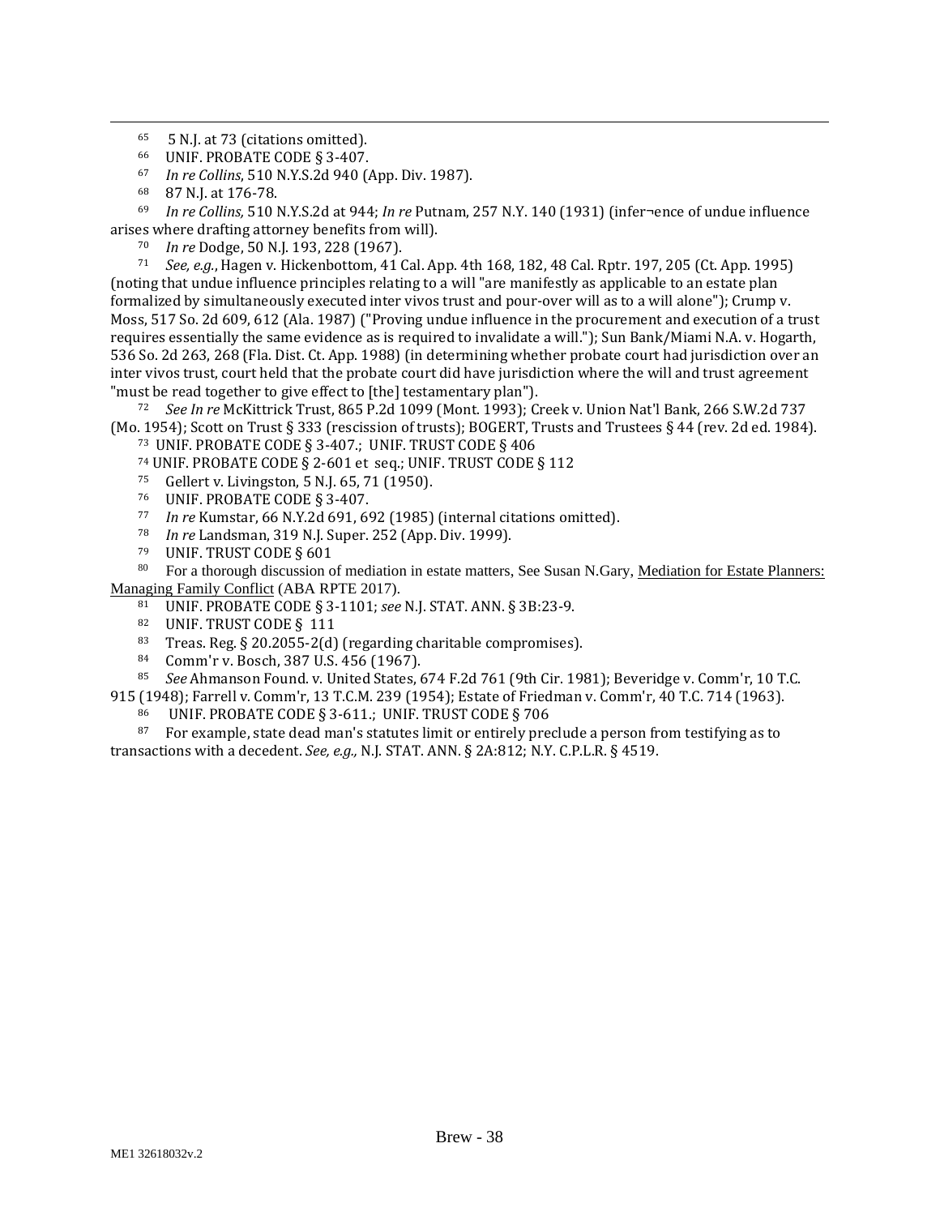[65] 5 N.J. at 73 (citations omitted).

[66] UNIF. PROBATE CODE § 3-407.

[67] *In re Collins*, 510 N.Y.S.2d 940 (App. Div. 1987).

[68] 87 N.J. at 176-78.

[69] *In re Collins,* 510 N.Y.S.2d at 944; *In re* Putnam, 257 N.Y. 140 (1931) (infer¬ence of undue influence arises where drafting attorney benefits from will).

[70] *In re* Dodge, 50 N.J. 193, 228 (1967).

[71] *See, e.g.*, Hagen v. Hickenbottom, 41 Cal. App. 4th 168, 182, 48 Cal. Rptr. 197, 205 (Ct. App. 1995) (noting that undue influence principles relating to a will "are manifestly as applicable to an estate plan formalized by simultaneously executed inter vivos trust and pour-over will as to a will alone"); Crump v. Moss, 517 So. 2d 609, 612 (Ala. 1987) ("Proving undue influence in the procurement and execution of a trust requires essentially the same evidence as is required to invalidate a will."); Sun Bank/Miami N.A. v. Hogarth, 536 So. 2d 263, 268 (Fla. Dist. Ct. App. 1988) (in determining whether probate court had jurisdiction over an inter vivos trust, court held that the probate court did have jurisdiction where the will and trust agreement "must be read together to give effect to [the] testamentary plan").

[72] *See In re* McKittrick Trust, 865 P.2d 1099 (Mont. 1993); Creek v. Union Nat'l Bank, 266 S.W.2d 737 (Mo. 1954); Scott on Trust § 333 (rescission of trusts); BOGERT, Trusts and Trustees § 44 (rev. 2d ed. 1984).

[73] UNIF. PROBATE CODE § 3-407.; UNIF. TRUST CODE § 406

[74] UNIF. PROBATE CODE § 2-601 et seq.; UNIF. TRUST CODE § 112

[75] Gellert v. Livingston, 5 N.J. 65, 71 (1950).

[76] UNIF. PROBATE CODE § 3-407.

[77] *In re* Kumstar, 66 N.Y.2d 691, 692 (1985) (internal citations omitted).

[78] *In re* Landsman, 319 N.J. Super. 252 (App. Div. 1999).

[79] UNIF. TRUST CODE § 601

[80] For a thorough discussion of mediation in estate matters, See Susan N.Gary, Mediation for Estate Planners: Managing Family Conflict (ABA RPTE 2017).

[81] UNIF. PROBATE CODE § 3-1101; *see* N.J. STAT. ANN. § 3B:23-9.

[82] UNIF. TRUST CODE § 111

[83] Treas. Reg. § 20.2055-2(d) (regarding charitable compromises).

[84] Comm'r v. Bosch, 387 U.S. 456 (1967).

[85] *See* Ahmanson Found. v. United States, 674 F.2d 761 (9th Cir. 1981); Beveridge v. Comm'r, 10 T.C. 915 (1948); Farrell v. Comm'r, 13 T.C.M. 239 (1954); Estate of Friedman v. Comm'r, 40 T.C. 714 (1963).

[86] UNIF. PROBATE CODE § 3-611.; UNIF. TRUST CODE § 706

[87] For example, state dead man's statutes limit or entirely preclude a person from testifying as to transactions with a decedent. *See, e.g.,* N.J. STAT. ANN. § 2A:812; N.Y. C.P.L.R. § 4519.

ME1 32618032v.2